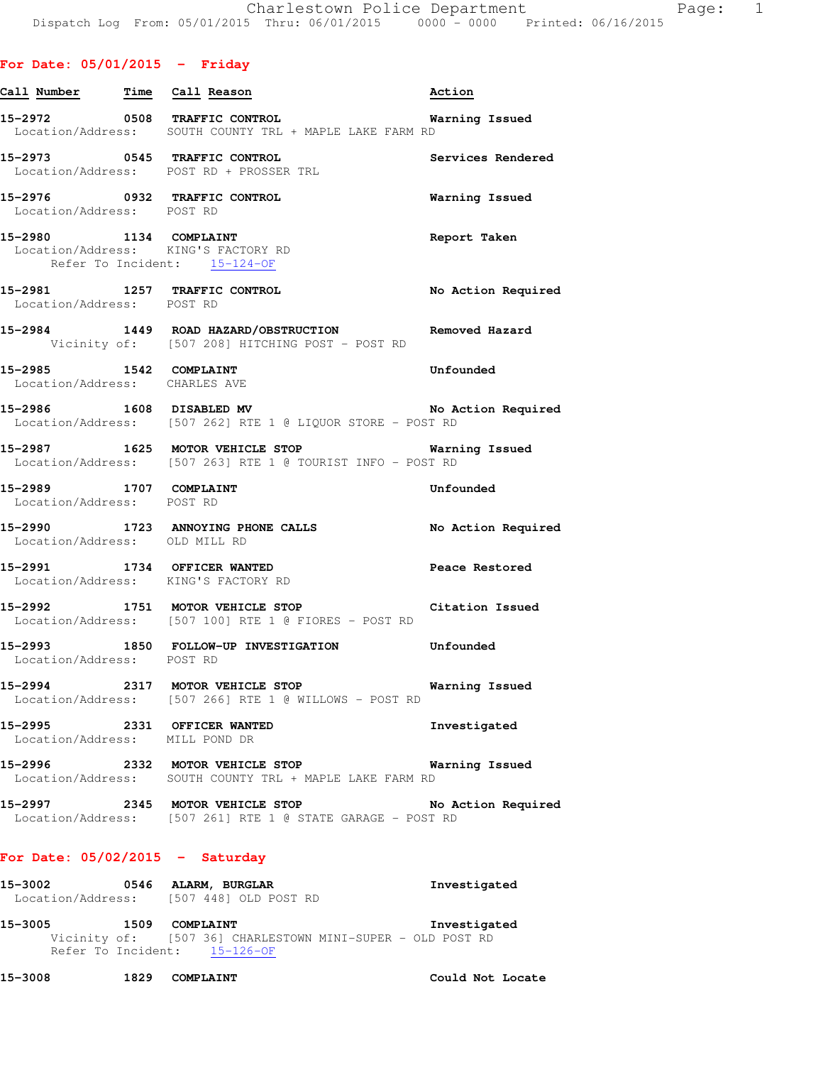Charlestown Police Department
Dispatch Log From: 05/01/2015 Thru: 06/01/2015 0000 - 0000 Printed: 06/16/2015

## For Date: 05/01/2015 - Friday

**Call Number** **Time** **Call Reason** **Action**

**15-2972 0508 TRAFFIC CONTROL** Warning Issued
Location/Address: SOUTH COUNTY TRL + MAPLE LAKE FARM RD

**15-2973 0545 TRAFFIC CONTROL** Services Rendered
Location/Address: POST RD + PROSSER TRL

**15-2976 0932 TRAFFIC CONTROL** Warning Issued
Location/Address: POST RD

**15-2980 1134 COMPLAINT** Report Taken
Location/Address: KING'S FACTORY RD
Refer To Incident: 15-124-OF

**15-2981 1257 TRAFFIC CONTROL** No Action Required
Location/Address: POST RD

**15-2984 1449 ROAD HAZARD/OBSTRUCTION** Removed Hazard
Vicinity of: [507 208] HITCHING POST - POST RD

**15-2985 1542 COMPLAINT** Unfounded
Location/Address: CHARLES AVE

**15-2986 1608 DISABLED MV** No Action Required
Location/Address: [507 262] RTE 1 @ LIQUOR STORE - POST RD

**15-2987 1625 MOTOR VEHICLE STOP** Warning Issued
Location/Address: [507 263] RTE 1 @ TOURIST INFO - POST RD

**15-2989 1707 COMPLAINT** Unfounded
Location/Address: POST RD

**15-2990 1723 ANNOYING PHONE CALLS** No Action Required
Location/Address: OLD MILL RD

**15-2991 1734 OFFICER WANTED** Peace Restored
Location/Address: KING'S FACTORY RD

**15-2992 1751 MOTOR VEHICLE STOP** Citation Issued
Location/Address: [507 100] RTE 1 @ FIORES - POST RD

**15-2993 1850 FOLLOW-UP INVESTIGATION** Unfounded
Location/Address: POST RD

**15-2994 2317 MOTOR VEHICLE STOP** Warning Issued
Location/Address: [507 266] RTE 1 @ WILLOWS - POST RD

**15-2995 2331 OFFICER WANTED** Investigated
Location/Address: MILL POND DR

**15-2996 2332 MOTOR VEHICLE STOP** Warning Issued
Location/Address: SOUTH COUNTY TRL + MAPLE LAKE FARM RD

**15-2997 2345 MOTOR VEHICLE STOP** No Action Required
Location/Address: [507 261] RTE 1 @ STATE GARAGE - POST RD

## For Date: 05/02/2015 - Saturday

**15-3002 0546 ALARM, BURGLAR** Investigated
Location/Address: [507 448] OLD POST RD

**15-3005 1509 COMPLAINT** Investigated
Vicinity of: [507 36] CHARLESTOWN MINI-SUPER - OLD POST RD
Refer To Incident: 15-126-OF

**15-3008 1829 COMPLAINT** Could Not Locate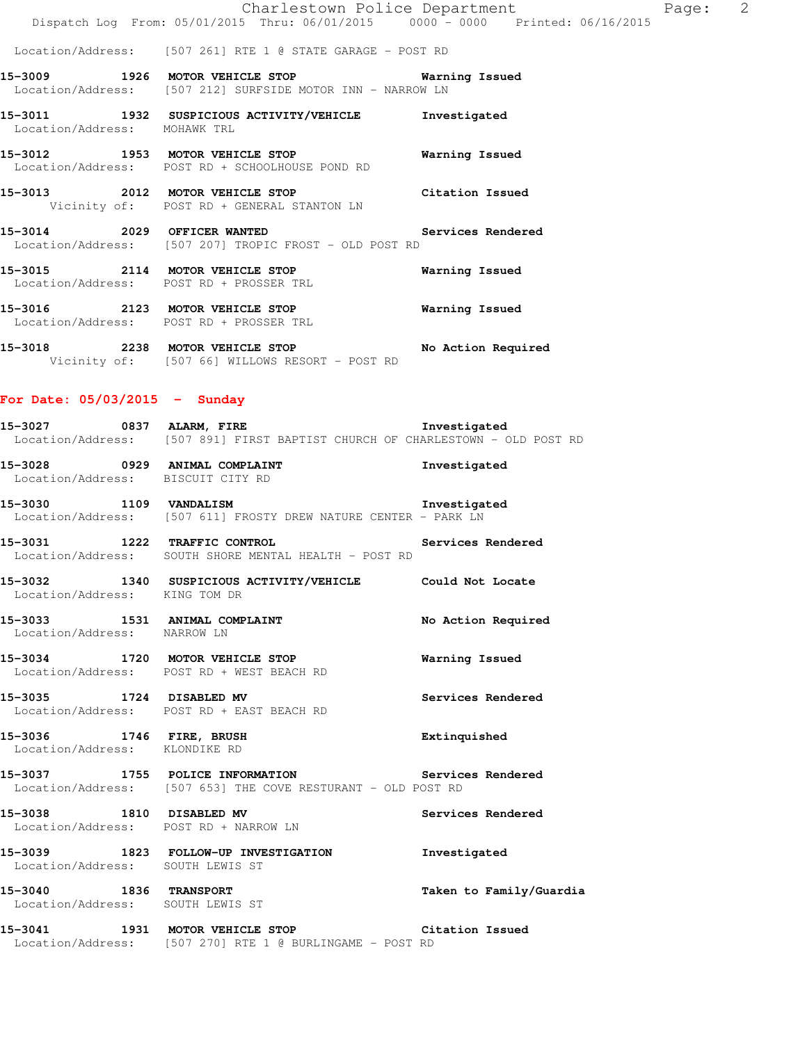Location/Address: [507 261] RTE 1 @ STATE GARAGE - POST RD

**15-3009 1926 MOTOR VEHICLE STOP** Warning Issued
Location/Address: [507 212] SURFSIDE MOTOR INN - NARROW LN

**15-3011 1932 SUSPICIOUS ACTIVITY/VEHICLE** Investigated
Location/Address: MOHAWK TRL

**15-3012 1953 MOTOR VEHICLE STOP** Warning Issued
Location/Address: POST RD + SCHOOLHOUSE POND RD

**15-3013 2012 MOTOR VEHICLE STOP** Citation Issued
Vicinity of: POST RD + GENERAL STANTON LN

**15-3014 2029 OFFICER WANTED** Services Rendered
Location/Address: [507 207] TROPIC FROST - OLD POST RD

**15-3015 2114 MOTOR VEHICLE STOP** Warning Issued
Location/Address: POST RD + PROSSER TRL

**15-3016 2123 MOTOR VEHICLE STOP** Warning Issued
Location/Address: POST RD + PROSSER TRL

**15-3018 2238 MOTOR VEHICLE STOP** No Action Required
Vicinity of: [507 66] WILLOWS RESORT - POST RD

## For Date: 05/03/2015 - Sunday

**15-3027 0837 ALARM, FIRE** Investigated
Location/Address: [507 891] FIRST BAPTIST CHURCH OF CHARLESTOWN - OLD POST RD

**15-3028 0929 ANIMAL COMPLAINT** Investigated
Location/Address: BISCUIT CITY RD

**15-3030 1109 VANDALISM** Investigated
Location/Address: [507 611] FROSTY DREW NATURE CENTER - PARK LN

**15-3031 1222 TRAFFIC CONTROL** Services Rendered
Location/Address: SOUTH SHORE MENTAL HEALTH - POST RD

**15-3032 1340 SUSPICIOUS ACTIVITY/VEHICLE** Could Not Locate
Location/Address: KING TOM DR

**15-3033 1531 ANIMAL COMPLAINT** No Action Required
Location/Address: NARROW LN

**15-3034 1720 MOTOR VEHICLE STOP** Warning Issued
Location/Address: POST RD + WEST BEACH RD

**15-3035 1724 DISABLED MV** Services Rendered
Location/Address: POST RD + EAST BEACH RD

**15-3036 1746 FIRE, BRUSH** Extinguished
Location/Address: KLONDIKE RD

**15-3037 1755 POLICE INFORMATION** Services Rendered
Location/Address: [507 653] THE COVE RESTURANT - OLD POST RD

**15-3038 1810 DISABLED MV** Services Rendered
Location/Address: POST RD + NARROW LN

**15-3039 1823 FOLLOW-UP INVESTIGATION** Investigated
Location/Address: SOUTH LEWIS ST

**15-3040 1836 TRANSPORT** Taken to Family/Guardia
Location/Address: SOUTH LEWIS ST

**15-3041 1931 MOTOR VEHICLE STOP** Citation Issued
Location/Address: [507 270] RTE 1 @ BURLINGAME - POST RD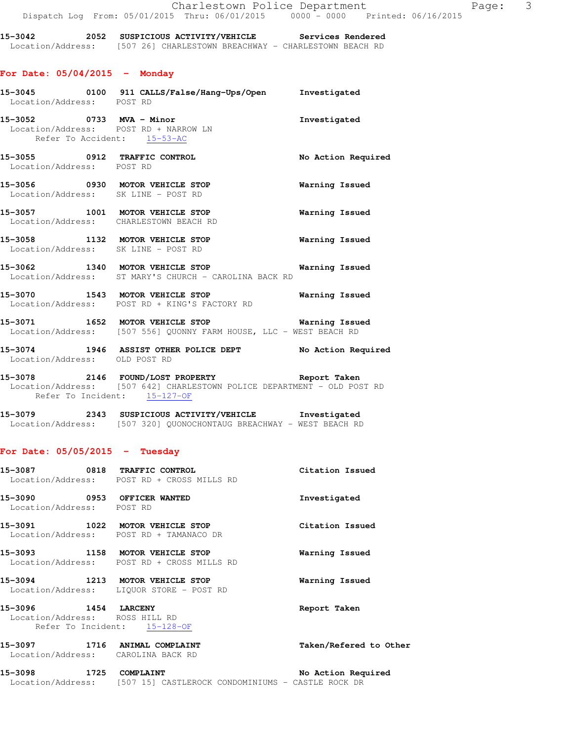15-3042 2052 **SUSPICIOUS ACTIVITY/VEHICLE** **Services Rendered**
Location/Address: [507 26] CHARLESTOWN BREACHWAY - CHARLESTOWN BEACH RD

## For Date: 05/04/2015 - Monday

15-3045 0100 **911 CALLS/False/Hang-Ups/Open** **Investigated**
Location/Address: POST RD

15-3052 0733 **MVA - Minor** **Investigated**
Location/Address: POST RD + NARROW LN
Refer To Accident: 15-53-AC

15-3055 0912 **TRAFFIC CONTROL** **No Action Required**
Location/Address: POST RD

15-3056 0930 **MOTOR VEHICLE STOP** **Warning Issued**
Location/Address: SK LINE - POST RD

15-3057 1001 **MOTOR VEHICLE STOP** **Warning Issued**
Location/Address: CHARLESTOWN BEACH RD

15-3058 1132 **MOTOR VEHICLE STOP** **Warning Issued**
Location/Address: SK LINE - POST RD

15-3062 1340 **MOTOR VEHICLE STOP** **Warning Issued**
Location/Address: ST MARY'S CHURCH - CAROLINA BACK RD

15-3070 1543 **MOTOR VEHICLE STOP** **Warning Issued**
Location/Address: POST RD + KING'S FACTORY RD

15-3071 1652 **MOTOR VEHICLE STOP** **Warning Issued**
Location/Address: [507 556] QUONNY FARM HOUSE, LLC - WEST BEACH RD

15-3074 1946 **ASSIST OTHER POLICE DEPT** **No Action Required**
Location/Address: OLD POST RD

15-3078 2146 **FOUND/LOST PROPERTY** **Report Taken**
Location/Address: [507 642] CHARLESTOWN POLICE DEPARTMENT - OLD POST RD
Refer To Incident: 15-127-OF

15-3079 2343 **SUSPICIOUS ACTIVITY/VEHICLE** **Investigated**
Location/Address: [507 320] QUONOCHONTAUG BREACHWAY - WEST BEACH RD

## For Date: 05/05/2015 - Tuesday

15-3087 0818 **TRAFFIC CONTROL** **Citation Issued**
Location/Address: POST RD + CROSS MILLS RD

15-3090 0953 **OFFICER WANTED** **Investigated**
Location/Address: POST RD

15-3091 1022 **MOTOR VEHICLE STOP** **Citation Issued**
Location/Address: POST RD + TAMANACO DR

15-3093 1158 **MOTOR VEHICLE STOP** **Warning Issued**
Location/Address: POST RD + CROSS MILLS RD

15-3094 1213 **MOTOR VEHICLE STOP** **Warning Issued**
Location/Address: LIQUOR STORE - POST RD

15-3096 1454 **LARCENY** **Report Taken**
Location/Address: ROSS HILL RD
Refer To Incident: 15-128-OF

15-3097 1716 **ANIMAL COMPLAINT** **Taken/Refered to Other**
Location/Address: CAROLINA BACK RD

15-3098 1725 **COMPLAINT** **No Action Required**
Location/Address: [507 15] CASTLEROCK CONDOMINIUMS - CASTLE ROCK DR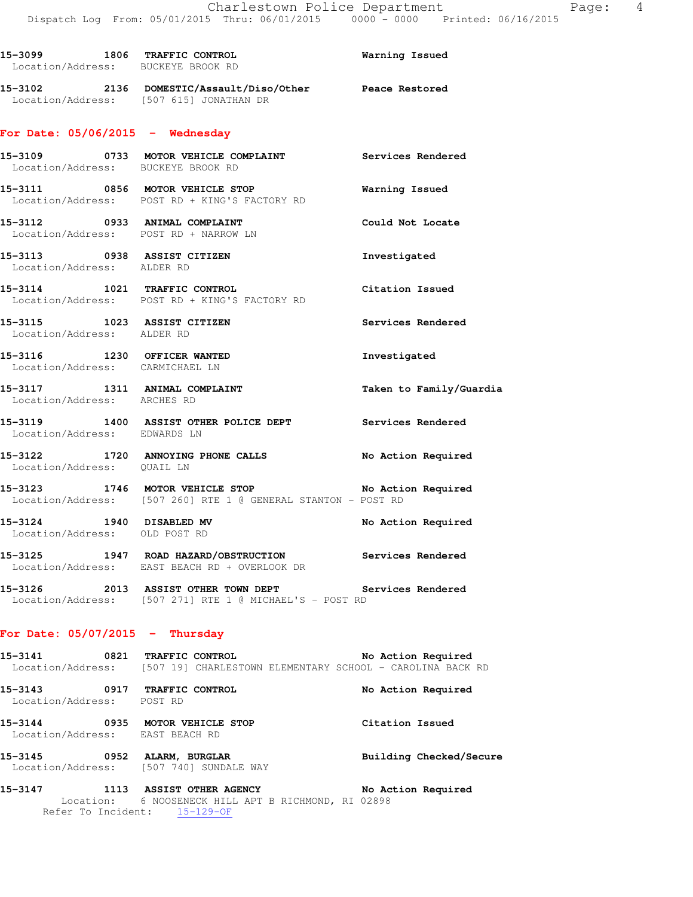15-3099 1806 TRAFFIC CONTROL Warning Issued
Location/Address: BUCKEYE BROOK RD

15-3102 2136 DOMESTIC/Assault/Diso/Other Peace Restored
Location/Address: [507 615] JONATHAN DR

## For Date: 05/06/2015 - Wednesday

15-3109 0733 MOTOR VEHICLE COMPLAINT Services Rendered
Location/Address: BUCKEYE BROOK RD

15-3111 0856 MOTOR VEHICLE STOP Warning Issued
Location/Address: POST RD + KING'S FACTORY RD

15-3112 0933 ANIMAL COMPLAINT Could Not Locate
Location/Address: POST RD + NARROW LN

15-3113 0938 ASSIST CITIZEN Investigated
Location/Address: ALDER RD

15-3114 1021 TRAFFIC CONTROL Citation Issued
Location/Address: POST RD + KING'S FACTORY RD

15-3115 1023 ASSIST CITIZEN Services Rendered
Location/Address: ALDER RD

15-3116 1230 OFFICER WANTED Investigated
Location/Address: CARMICHAEL LN

15-3117 1311 ANIMAL COMPLAINT Taken to Family/Guardia
Location/Address: ARCHES RD

15-3119 1400 ASSIST OTHER POLICE DEPT Services Rendered
Location/Address: EDWARDS LN

15-3122 1720 ANNOYING PHONE CALLS No Action Required
Location/Address: QUAIL LN

15-3123 1746 MOTOR VEHICLE STOP No Action Required
Location/Address: [507 260] RTE 1 @ GENERAL STANTON - POST RD

15-3124 1940 DISABLED MV No Action Required
Location/Address: OLD POST RD

15-3125 1947 ROAD HAZARD/OBSTRUCTION Services Rendered
Location/Address: EAST BEACH RD + OVERLOOK DR

15-3126 2013 ASSIST OTHER TOWN DEPT Services Rendered
Location/Address: [507 271] RTE 1 @ MICHAEL'S - POST RD

## For Date: 05/07/2015 - Thursday

15-3141 0821 TRAFFIC CONTROL No Action Required
Location/Address: [507 19] CHARLESTOWN ELEMENTARY SCHOOL - CAROLINA BACK RD

15-3143 0917 TRAFFIC CONTROL No Action Required
Location/Address: POST RD

15-3144 0935 MOTOR VEHICLE STOP Citation Issued
Location/Address: EAST BEACH RD

15-3145 0952 ALARM, BURGLAR Building Checked/Secure
Location/Address: [507 740] SUNDALE WAY

15-3147 1113 ASSIST OTHER AGENCY No Action Required
Location: 6 NOOSENECK HILL APT B RICHMOND, RI 02898
Refer To Incident: 15-129-OF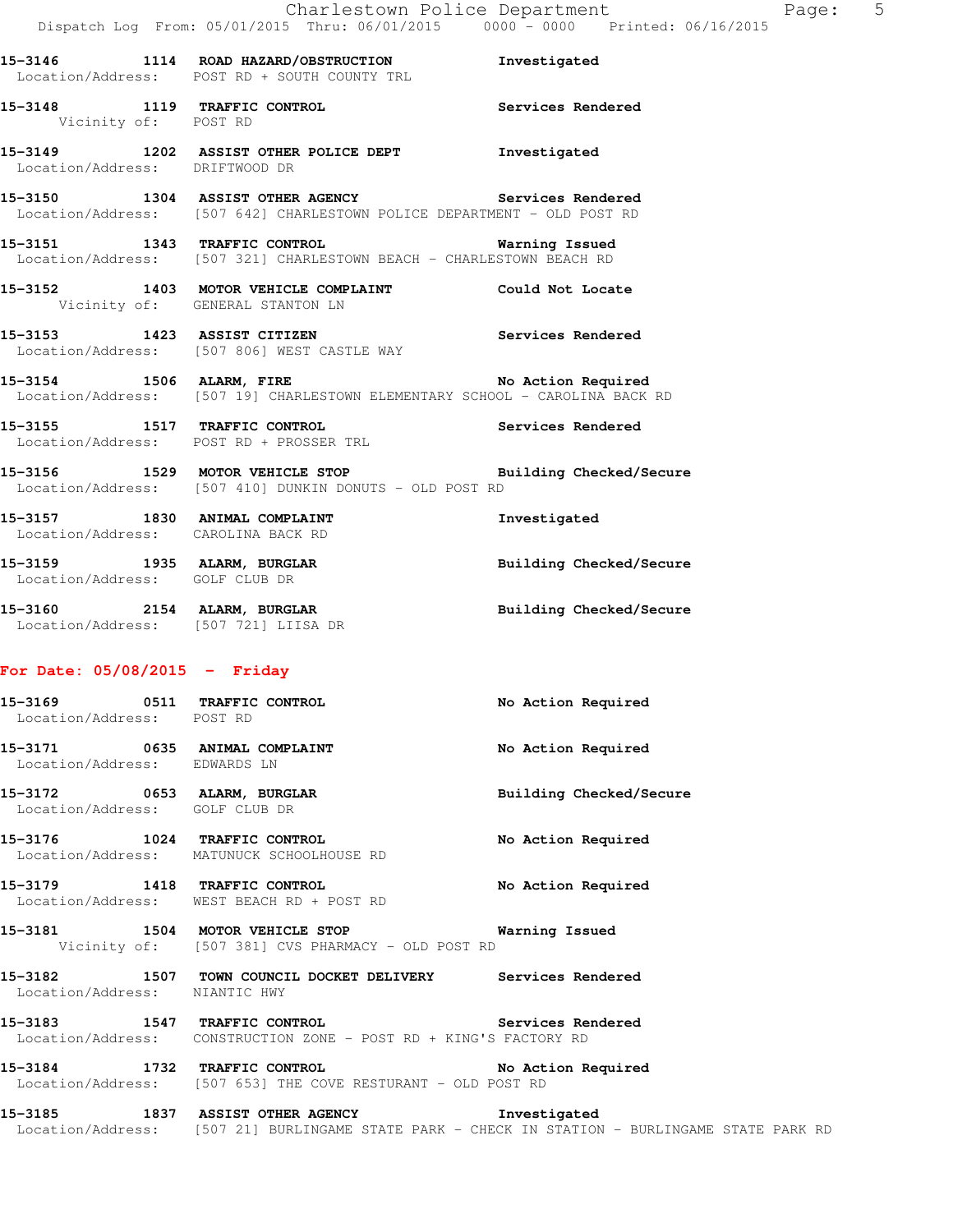**15-3146 1114 ROAD HAZARD/OBSTRUCTION** Investigated
Location/Address: POST RD + SOUTH COUNTY TRL

**15-3148 1119 TRAFFIC CONTROL** Services Rendered
Vicinity of: POST RD

**15-3149 1202 ASSIST OTHER POLICE DEPT** Investigated
Location/Address: DRIFTWOOD DR

**15-3150 1304 ASSIST OTHER AGENCY** Services Rendered
Location/Address: [507 642] CHARLESTOWN POLICE DEPARTMENT - OLD POST RD

**15-3151 1343 TRAFFIC CONTROL** Warning Issued
Location/Address: [507 321] CHARLESTOWN BEACH - CHARLESTOWN BEACH RD

**15-3152 1403 MOTOR VEHICLE COMPLAINT** Could Not Locate
Vicinity of: GENERAL STANTON LN

**15-3153 1423 ASSIST CITIZEN** Services Rendered
Location/Address: [507 806] WEST CASTLE WAY

**15-3154 1506 ALARM, FIRE** No Action Required
Location/Address: [507 19] CHARLESTOWN ELEMENTARY SCHOOL - CAROLINA BACK RD

**15-3155 1517 TRAFFIC CONTROL** Services Rendered
Location/Address: POST RD + PROSSER TRL

**15-3156 1529 MOTOR VEHICLE STOP** Building Checked/Secure
Location/Address: [507 410] DUNKIN DONUTS - OLD POST RD

**15-3157 1830 ANIMAL COMPLAINT** Investigated
Location/Address: CAROLINA BACK RD

**15-3159 1935 ALARM, BURGLAR** Building Checked/Secure
Location/Address: GOLF CLUB DR

**15-3160 2154 ALARM, BURGLAR** Building Checked/Secure
Location/Address: [507 721] LIISA DR

## For Date: 05/08/2015 - Friday

**15-3169 0511 TRAFFIC CONTROL** No Action Required
Location/Address: POST RD

**15-3171 0635 ANIMAL COMPLAINT** No Action Required
Location/Address: EDWARDS LN

**15-3172 0653 ALARM, BURGLAR** Building Checked/Secure
Location/Address: GOLF CLUB DR

**15-3176 1024 TRAFFIC CONTROL** No Action Required
Location/Address: MATUNUCK SCHOOLHOUSE RD

**15-3179 1418 TRAFFIC CONTROL** No Action Required
Location/Address: WEST BEACH RD + POST RD

**15-3181 1504 MOTOR VEHICLE STOP** Warning Issued
Vicinity of: [507 381] CVS PHARMACY - OLD POST RD

**15-3182 1507 TOWN COUNCIL DOCKET DELIVERY** Services Rendered
Location/Address: NIANTIC HWY

**15-3183 1547 TRAFFIC CONTROL** Services Rendered
Location/Address: CONSTRUCTION ZONE - POST RD + KING'S FACTORY RD

**15-3184 1732 TRAFFIC CONTROL** No Action Required
Location/Address: [507 653] THE COVE RESTURANT - OLD POST RD

**15-3185 1837 ASSIST OTHER AGENCY** Investigated
Location/Address: [507 21] BURLINGAME STATE PARK - CHECK IN STATION - BURLINGAME STATE PARK RD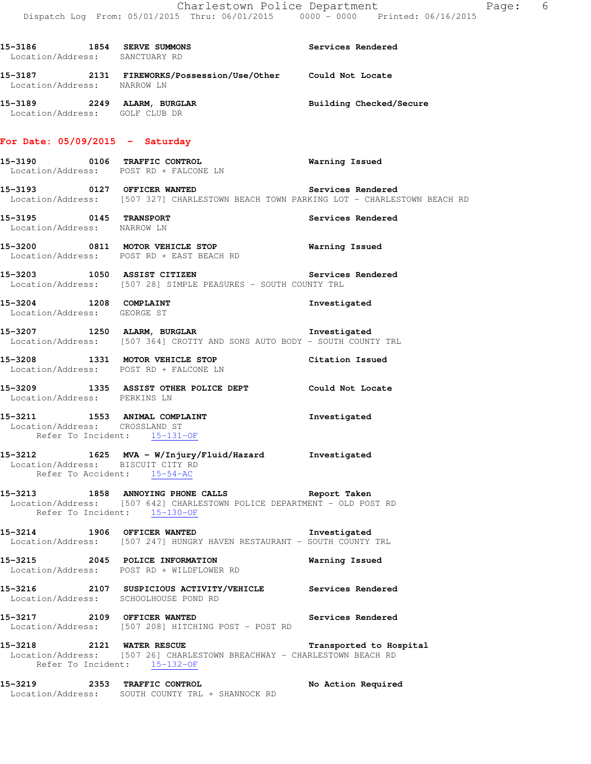15-3186 1854 SERVE SUMMONS Services Rendered
Location/Address: SANCTUARY RD

15-3187 2131 FIREWORKS/Possession/Use/Other Could Not Locate
Location/Address: NARROW LN

15-3189 2249 ALARM, BURGLAR Building Checked/Secure
Location/Address: GOLF CLUB DR

**For Date: 05/09/2015 - Saturday**

15-3190 0106 TRAFFIC CONTROL Warning Issued
Location/Address: POST RD + FALCONE LN

15-3193 0127 OFFICER WANTED Services Rendered
Location/Address: [507 327] CHARLESTOWN BEACH TOWN PARKING LOT - CHARLESTOWN BEACH RD

15-3195 0145 TRANSPORT Services Rendered
Location/Address: NARROW LN

15-3200 0811 MOTOR VEHICLE STOP Warning Issued
Location/Address: POST RD + EAST BEACH RD

15-3203 1050 ASSIST CITIZEN Services Rendered
Location/Address: [507 28] SIMPLE PEASURES - SOUTH COUNTY TRL

15-3204 1208 COMPLAINT Investigated
Location/Address: GEORGE ST

15-3207 1250 ALARM, BURGLAR Investigated
Location/Address: [507 364] CROTTY AND SONS AUTO BODY - SOUTH COUNTY TRL

15-3208 1331 MOTOR VEHICLE STOP Citation Issued
Location/Address: POST RD + FALCONE LN

15-3209 1335 ASSIST OTHER POLICE DEPT Could Not Locate
Location/Address: PERKINS LN

15-3211 1553 ANIMAL COMPLAINT Investigated
Location/Address: CROSSLAND ST
Refer To Incident: 15-131-OF

15-3212 1625 MVA - W/Injury/Fluid/Hazard Investigated
Location/Address: BISCUIT CITY RD
Refer To Accident: 15-54-AC

15-3213 1858 ANNOYING PHONE CALLS Report Taken
Location/Address: [507 642] CHARLESTOWN POLICE DEPARTMENT - OLD POST RD
Refer To Incident: 15-130-OF

15-3214 1906 OFFICER WANTED Investigated
Location/Address: [507 247] HUNGRY HAVEN RESTAURANT - SOUTH COUNTY TRL

15-3215 2045 POLICE INFORMATION Warning Issued
Location/Address: POST RD + WILDFLOWER RD

15-3216 2107 SUSPICIOUS ACTIVITY/VEHICLE Services Rendered
Location/Address: SCHOOLHOUSE POND RD

15-3217 2109 OFFICER WANTED Services Rendered
Location/Address: [507 208] HITCHING POST - POST RD

15-3218 2121 WATER RESCUE Transported to Hospital
Location/Address: [507 26] CHARLESTOWN BREACHWAY - CHARLESTOWN BEACH RD
Refer To Incident: 15-132-OF

15-3219 2353 TRAFFIC CONTROL No Action Required
Location/Address: SOUTH COUNTY TRL + SHANNOCK RD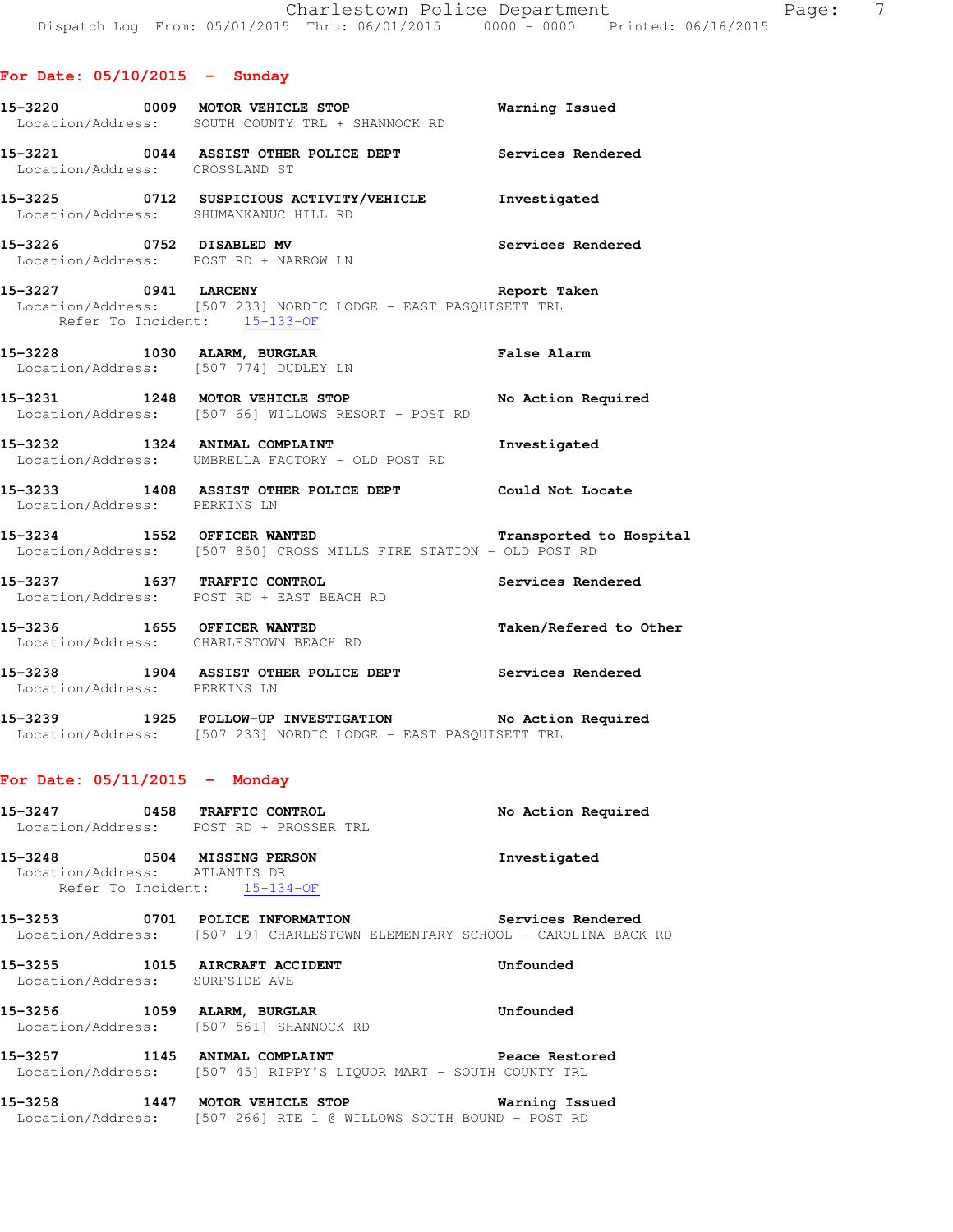## For Date: 05/10/2015 - Sunday

**15-3220 0009 MOTOR VEHICLE STOP** Warning Issued
Location/Address: SOUTH COUNTY TRL + SHANNOCK RD

**15-3221 0044 ASSIST OTHER POLICE DEPT** Services Rendered
Location/Address: CROSSLAND ST

**15-3225 0712 SUSPICIOUS ACTIVITY/VEHICLE** Investigated
Location/Address: SHUMANKANUC HILL RD

**15-3226 0752 DISABLED MV** Services Rendered
Location/Address: POST RD + NARROW LN

**15-3227 0941 LARCENY** Report Taken
Location/Address: [507 233] NORDIC LODGE - EAST PASQUISETT TRL
Refer To Incident: 15-133-OF

**15-3228 1030 ALARM, BURGLAR** False Alarm
Location/Address: [507 774] DUDLEY LN

**15-3231 1248 MOTOR VEHICLE STOP** No Action Required
Location/Address: [507 66] WILLOWS RESORT - POST RD

**15-3232 1324 ANIMAL COMPLAINT** Investigated
Location/Address: UMBRELLA FACTORY - OLD POST RD

**15-3233 1408 ASSIST OTHER POLICE DEPT** Could Not Locate
Location/Address: PERKINS LN

**15-3234 1552 OFFICER WANTED** Transported to Hospital
Location/Address: [507 850] CROSS MILLS FIRE STATION - OLD POST RD

**15-3237 1637 TRAFFIC CONTROL** Services Rendered
Location/Address: POST RD + EAST BEACH RD

**15-3236 1655 OFFICER WANTED** Taken/Refered to Other
Location/Address: CHARLESTOWN BEACH RD

**15-3238 1904 ASSIST OTHER POLICE DEPT** Services Rendered
Location/Address: PERKINS LN

**15-3239 1925 FOLLOW-UP INVESTIGATION** No Action Required
Location/Address: [507 233] NORDIC LODGE - EAST PASQUISETT TRL

## For Date: 05/11/2015 - Monday

**15-3247 0458 TRAFFIC CONTROL** No Action Required
Location/Address: POST RD + PROSSER TRL

**15-3248 0504 MISSING PERSON** Investigated
Location/Address: ATLANTIS DR
Refer To Incident: 15-134-OF

**15-3253 0701 POLICE INFORMATION** Services Rendered
Location/Address: [507 19] CHARLESTOWN ELEMENTARY SCHOOL - CAROLINA BACK RD

**15-3255 1015 AIRCRAFT ACCIDENT** Unfounded
Location/Address: SURFSIDE AVE

**15-3256 1059 ALARM, BURGLAR** Unfounded
Location/Address: [507 561] SHANNOCK RD

**15-3257 1145 ANIMAL COMPLAINT** Peace Restored
Location/Address: [507 45] RIPPY'S LIQUOR MART - SOUTH COUNTY TRL

**15-3258 1447 MOTOR VEHICLE STOP** Warning Issued
Location/Address: [507 266] RTE 1 @ WILLOWS SOUTH BOUND - POST RD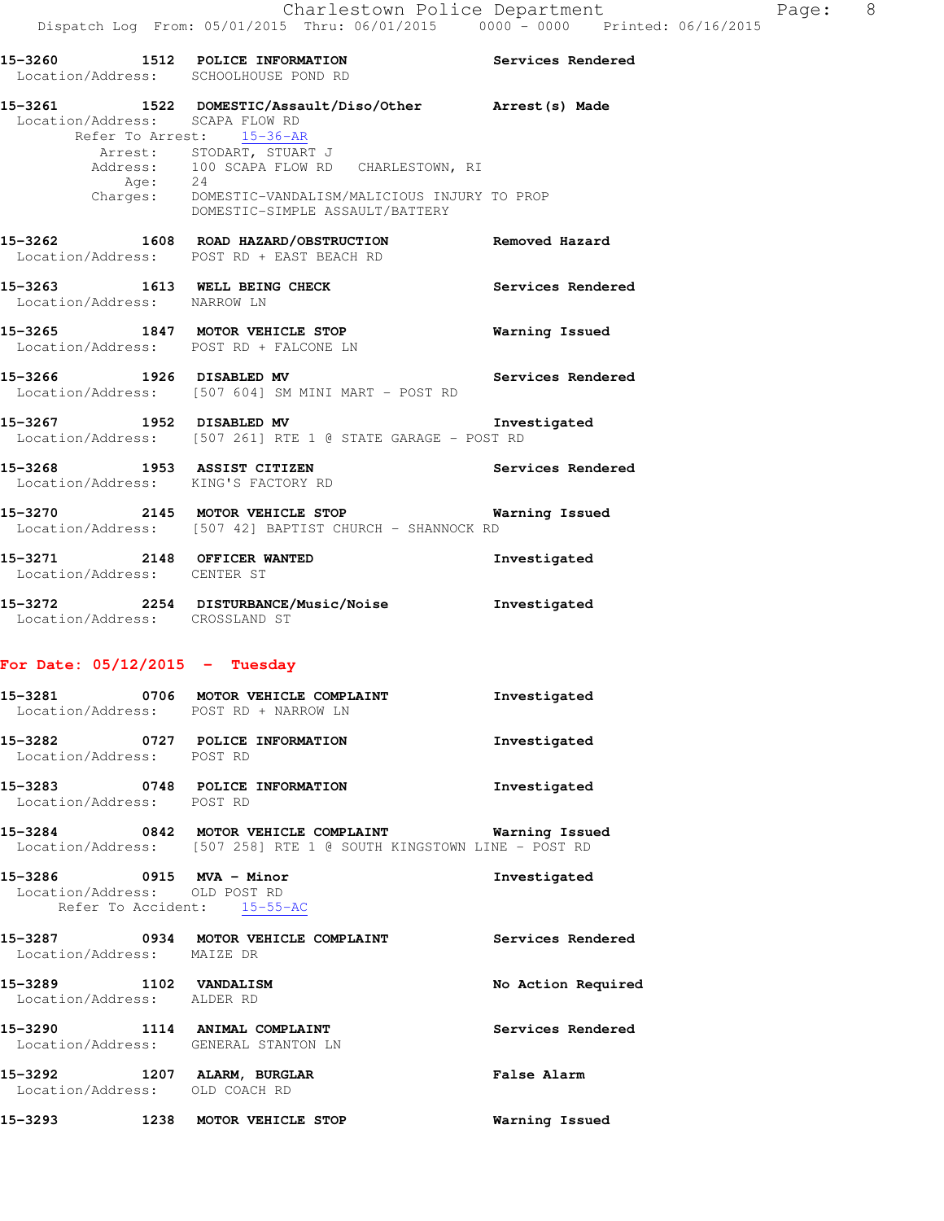**15-3260 1512 POLICE INFORMATION** — **Services Rendered**
Location/Address: SCHOOLHOUSE POND RD

**15-3261 1522 DOMESTIC/Assault/Diso/Other** — **Arrest(s) Made**
Location/Address: SCAPA FLOW RD
Refer To Arrest: 15-36-AR
Arrest: STODART, STUART J
Address: 100 SCAPA FLOW RD CHARLESTOWN, RI
Age: 24
Charges: DOMESTIC-VANDALISM/MALICIOUS INJURY TO PROP
DOMESTIC-SIMPLE ASSAULT/BATTERY

**15-3262 1608 ROAD HAZARD/OBSTRUCTION** — **Removed Hazard**
Location/Address: POST RD + EAST BEACH RD

**15-3263 1613 WELL BEING CHECK** — **Services Rendered**
Location/Address: NARROW LN

**15-3265 1847 MOTOR VEHICLE STOP** — **Warning Issued**
Location/Address: POST RD + FALCONE LN

**15-3266 1926 DISABLED MV** — **Services Rendered**
Location/Address: [507 604] SM MINI MART - POST RD

**15-3267 1952 DISABLED MV** — **Investigated**
Location/Address: [507 261] RTE 1 @ STATE GARAGE - POST RD

**15-3268 1953 ASSIST CITIZEN** — **Services Rendered**
Location/Address: KING'S FACTORY RD

**15-3270 2145 MOTOR VEHICLE STOP** — **Warning Issued**
Location/Address: [507 42] BAPTIST CHURCH - SHANNOCK RD

**15-3271 2148 OFFICER WANTED** — **Investigated**
Location/Address: CENTER ST

**15-3272 2254 DISTURBANCE/Music/Noise** — **Investigated**
Location/Address: CROSSLAND ST

## For Date: 05/12/2015 - Tuesday

**15-3281 0706 MOTOR VEHICLE COMPLAINT** — **Investigated**
Location/Address: POST RD + NARROW LN

**15-3282 0727 POLICE INFORMATION** — **Investigated**
Location/Address: POST RD

**15-3283 0748 POLICE INFORMATION** — **Investigated**
Location/Address: POST RD

**15-3284 0842 MOTOR VEHICLE COMPLAINT** — **Warning Issued**
Location/Address: [507 258] RTE 1 @ SOUTH KINGSTOWN LINE - POST RD

**15-3286 0915 MVA - Minor** — **Investigated**
Location/Address: OLD POST RD
Refer To Accident: 15-55-AC

**15-3287 0934 MOTOR VEHICLE COMPLAINT** — **Services Rendered**
Location/Address: MAIZE DR

**15-3289 1102 VANDALISM** — **No Action Required**
Location/Address: ALDER RD

**15-3290 1114 ANIMAL COMPLAINT** — **Services Rendered**
Location/Address: GENERAL STANTON LN

**15-3292 1207 ALARM, BURGLAR** — **False Alarm**
Location/Address: OLD COACH RD

**15-3293 1238 MOTOR VEHICLE STOP** — **Warning Issued**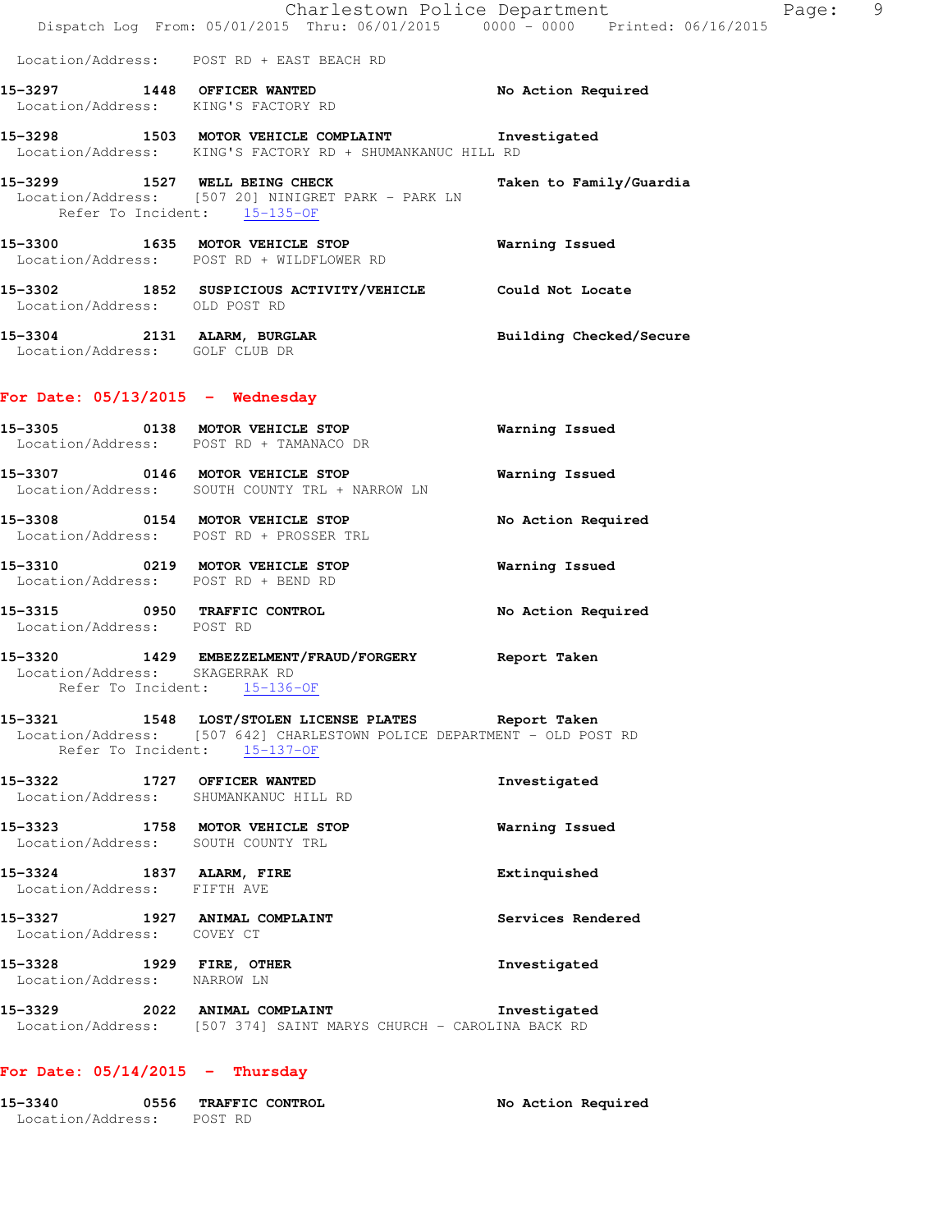Location/Address: POST RD + EAST BEACH RD

**15-3297 1448 OFFICER WANTED** No Action Required
Location/Address: KING'S FACTORY RD

**15-3298 1503 MOTOR VEHICLE COMPLAINT** Investigated
Location/Address: KING'S FACTORY RD + SHUMANKANUC HILL RD

**15-3299 1527 WELL BEING CHECK** Taken to Family/Guardia
Location/Address: [507 20] NINIGRET PARK - PARK LN
Refer To Incident: 15-135-OF

**15-3300 1635 MOTOR VEHICLE STOP** Warning Issued
Location/Address: POST RD + WILDFLOWER RD

**15-3302 1852 SUSPICIOUS ACTIVITY/VEHICLE** Could Not Locate
Location/Address: OLD POST RD

**15-3304 2131 ALARM, BURGLAR** Building Checked/Secure
Location/Address: GOLF CLUB DR

## For Date: 05/13/2015 - Wednesday

**15-3305 0138 MOTOR VEHICLE STOP** Warning Issued
Location/Address: POST RD + TAMANACO DR

**15-3307 0146 MOTOR VEHICLE STOP** Warning Issued
Location/Address: SOUTH COUNTY TRL + NARROW LN

**15-3308 0154 MOTOR VEHICLE STOP** No Action Required
Location/Address: POST RD + PROSSER TRL

**15-3310 0219 MOTOR VEHICLE STOP** Warning Issued
Location/Address: POST RD + BEND RD

**15-3315 0950 TRAFFIC CONTROL** No Action Required
Location/Address: POST RD

**15-3320 1429 EMBEZZELMENT/FRAUD/FORGERY** Report Taken
Location/Address: SKAGERRAK RD
Refer To Incident: 15-136-OF

**15-3321 1548 LOST/STOLEN LICENSE PLATES** Report Taken
Location/Address: [507 642] CHARLESTOWN POLICE DEPARTMENT - OLD POST RD
Refer To Incident: 15-137-OF

**15-3322 1727 OFFICER WANTED** Investigated
Location/Address: SHUMANKANUC HILL RD

**15-3323 1758 MOTOR VEHICLE STOP** Warning Issued
Location/Address: SOUTH COUNTY TRL

**15-3324 1837 ALARM, FIRE** Extinquished
Location/Address: FIFTH AVE

**15-3327 1927 ANIMAL COMPLAINT** Services Rendered
Location/Address: COVEY CT

**15-3328 1929 FIRE, OTHER** Investigated
Location/Address: NARROW LN

**15-3329 2022 ANIMAL COMPLAINT** Investigated
Location/Address: [507 374] SAINT MARYS CHURCH - CAROLINA BACK RD

## For Date: 05/14/2015 - Thursday

**15-3340 0556 TRAFFIC CONTROL** No Action Required
Location/Address: POST RD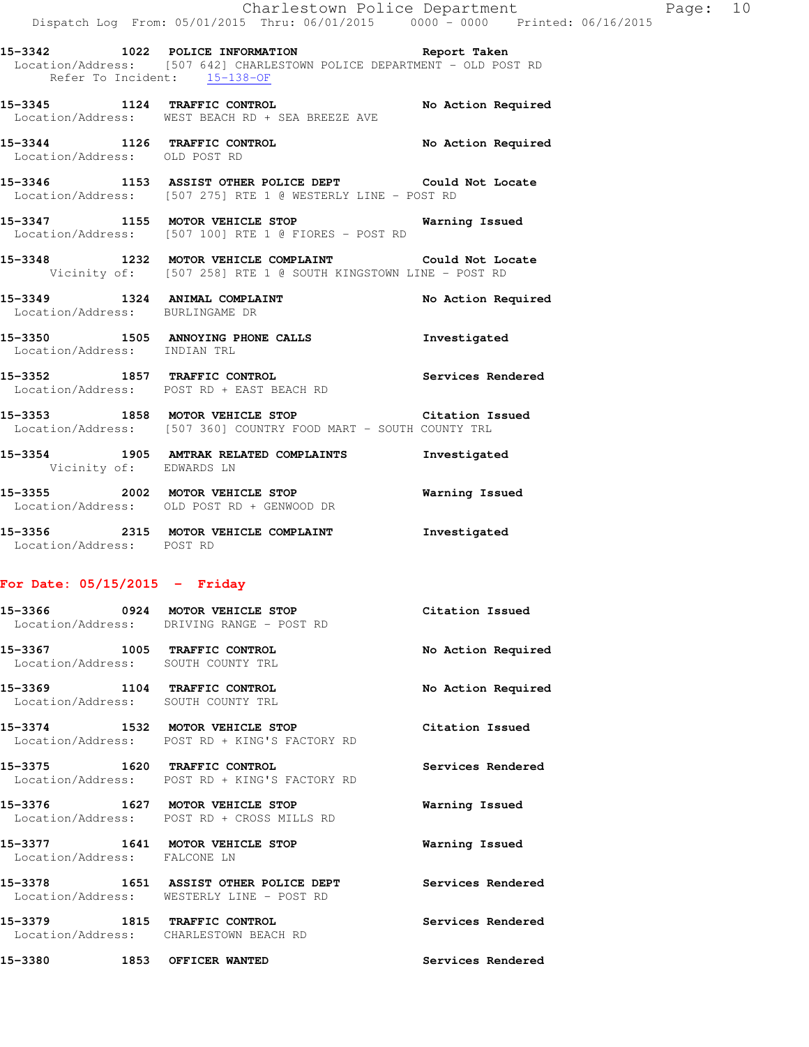**15-3342 1022 POLICE INFORMATION** Report Taken
Location/Address: [507 642] CHARLESTOWN POLICE DEPARTMENT - OLD POST RD
Refer To Incident: 15-138-OF

**15-3345 1124 TRAFFIC CONTROL** No Action Required
Location/Address: WEST BEACH RD + SEA BREEZE AVE

**15-3344 1126 TRAFFIC CONTROL** No Action Required
Location/Address: OLD POST RD

**15-3346 1153 ASSIST OTHER POLICE DEPT** Could Not Locate
Location/Address: [507 275] RTE 1 @ WESTERLY LINE - POST RD

**15-3347 1155 MOTOR VEHICLE STOP** Warning Issued
Location/Address: [507 100] RTE 1 @ FIORES - POST RD

**15-3348 1232 MOTOR VEHICLE COMPLAINT** Could Not Locate
Vicinity of: [507 258] RTE 1 @ SOUTH KINGSTOWN LINE - POST RD

**15-3349 1324 ANIMAL COMPLAINT** No Action Required
Location/Address: BURLINGAME DR

**15-3350 1505 ANNOYING PHONE CALLS** Investigated
Location/Address: INDIAN TRL

**15-3352 1857 TRAFFIC CONTROL** Services Rendered
Location/Address: POST RD + EAST BEACH RD

**15-3353 1858 MOTOR VEHICLE STOP** Citation Issued
Location/Address: [507 360] COUNTRY FOOD MART - SOUTH COUNTY TRL

**15-3354 1905 AMTRAK RELATED COMPLAINTS** Investigated
Vicinity of: EDWARDS LN

**15-3355 2002 MOTOR VEHICLE STOP** Warning Issued
Location/Address: OLD POST RD + GENWOOD DR

**15-3356 2315 MOTOR VEHICLE COMPLAINT** Investigated
Location/Address: POST RD

## For Date: 05/15/2015 - Friday

**15-3366 0924 MOTOR VEHICLE STOP** Citation Issued
Location/Address: DRIVING RANGE - POST RD

**15-3367 1005 TRAFFIC CONTROL** No Action Required
Location/Address: SOUTH COUNTY TRL

**15-3369 1104 TRAFFIC CONTROL** No Action Required
Location/Address: SOUTH COUNTY TRL

**15-3374 1532 MOTOR VEHICLE STOP** Citation Issued
Location/Address: POST RD + KING'S FACTORY RD

**15-3375 1620 TRAFFIC CONTROL** Services Rendered
Location/Address: POST RD + KING'S FACTORY RD

**15-3376 1627 MOTOR VEHICLE STOP** Warning Issued
Location/Address: POST RD + CROSS MILLS RD

**15-3377 1641 MOTOR VEHICLE STOP** Warning Issued
Location/Address: FALCONE LN

**15-3378 1651 ASSIST OTHER POLICE DEPT** Services Rendered
Location/Address: WESTERLY LINE - POST RD

**15-3379 1815 TRAFFIC CONTROL** Services Rendered
Location/Address: CHARLESTOWN BEACH RD

**15-3380 1853 OFFICER WANTED** Services Rendered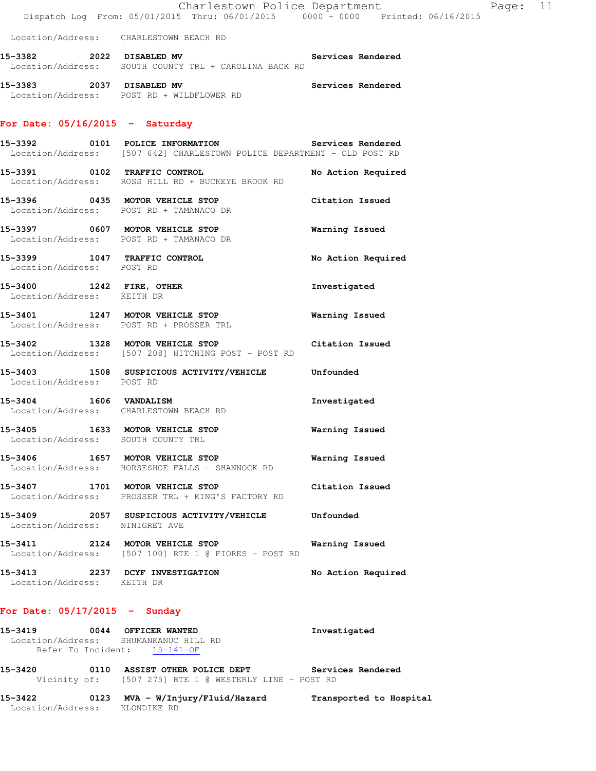Location/Address: CHARLESTOWN BEACH RD

**15-3382 2022 DISABLED MV** Services Rendered
Location/Address: SOUTH COUNTY TRL + CAROLINA BACK RD

**15-3383 2037 DISABLED MV** Services Rendered
Location/Address: POST RD + WILDFLOWER RD

## For Date: 05/16/2015 - Saturday

**15-3392 0101 POLICE INFORMATION** Services Rendered
Location/Address: [507 642] CHARLESTOWN POLICE DEPARTMENT - OLD POST RD

**15-3391 0102 TRAFFIC CONTROL** No Action Required
Location/Address: ROSS HILL RD + BUCKEYE BROOK RD

**15-3396 0435 MOTOR VEHICLE STOP** Citation Issued
Location/Address: POST RD + TAMANACO DR

**15-3397 0607 MOTOR VEHICLE STOP** Warning Issued
Location/Address: POST RD + TAMANACO DR

**15-3399 1047 TRAFFIC CONTROL** No Action Required
Location/Address: POST RD

**15-3400 1242 FIRE, OTHER** Investigated
Location/Address: KEITH DR

**15-3401 1247 MOTOR VEHICLE STOP** Warning Issued
Location/Address: POST RD + PROSSER TRL

**15-3402 1328 MOTOR VEHICLE STOP** Citation Issued
Location/Address: [507 208] HITCHING POST - POST RD

**15-3403 1508 SUSPICIOUS ACTIVITY/VEHICLE** Unfounded
Location/Address: POST RD

**15-3404 1606 VANDALISM** Investigated
Location/Address: CHARLESTOWN BEACH RD

**15-3405 1633 MOTOR VEHICLE STOP** Warning Issued
Location/Address: SOUTH COUNTY TRL

**15-3406 1657 MOTOR VEHICLE STOP** Warning Issued
Location/Address: HORSESHOE FALLS - SHANNOCK RD

**15-3407 1701 MOTOR VEHICLE STOP** Citation Issued
Location/Address: PROSSER TRL + KING'S FACTORY RD

**15-3409 2057 SUSPICIOUS ACTIVITY/VEHICLE** Unfounded
Location/Address: NINIGRET AVE

**15-3411 2124 MOTOR VEHICLE STOP** Warning Issued
Location/Address: [507 100] RTE 1 @ FIORES - POST RD

**15-3413 2237 DCYF INVESTIGATION** No Action Required
Location/Address: KEITH DR

## For Date: 05/17/2015 - Sunday

**15-3419 0044 OFFICER WANTED** Investigated
Location/Address: SHUMANKANUC HILL RD
Refer To Incident: 15-141-OF

**15-3420 0110 ASSIST OTHER POLICE DEPT** Services Rendered
Vicinity of: [507 275] RTE 1 @ WESTERLY LINE - POST RD

**15-3422 0123 MVA - W/Injury/Fluid/Hazard** Transported to Hospital
Location/Address: KLONDIKE RD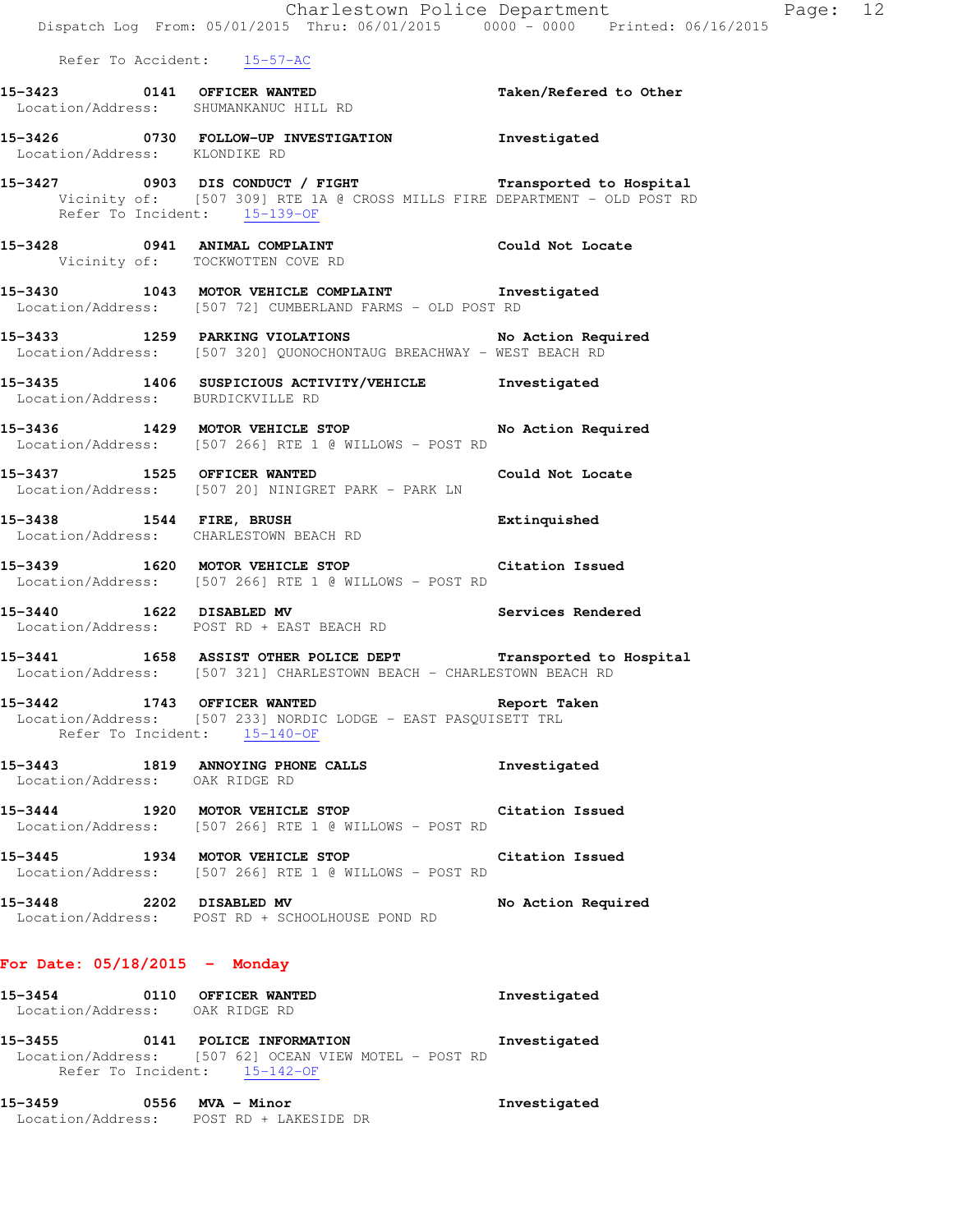Refer To Accident: 15-57-AC

**15-3423 0141 OFFICER WANTED** Taken/Refered to Other
Location/Address: SHUMANKANUC HILL RD

**15-3426 0730 FOLLOW-UP INVESTIGATION** Investigated
Location/Address: KLONDIKE RD

**15-3427 0903 DIS CONDUCT / FIGHT** Transported to Hospital
Vicinity of: [507 309] RTE 1A @ CROSS MILLS FIRE DEPARTMENT - OLD POST RD
Refer To Incident: 15-139-OF

**15-3428 0941 ANIMAL COMPLAINT** Could Not Locate
Vicinity of: TOCKWOTTEN COVE RD

**15-3430 1043 MOTOR VEHICLE COMPLAINT** Investigated
Location/Address: [507 72] CUMBERLAND FARMS - OLD POST RD

**15-3433 1259 PARKING VIOLATIONS** No Action Required
Location/Address: [507 320] QUONOCHONTAUG BREACHWAY - WEST BEACH RD

**15-3435 1406 SUSPICIOUS ACTIVITY/VEHICLE** Investigated
Location/Address: BURDICKVILLE RD

**15-3436 1429 MOTOR VEHICLE STOP** No Action Required
Location/Address: [507 266] RTE 1 @ WILLOWS - POST RD

**15-3437 1525 OFFICER WANTED** Could Not Locate
Location/Address: [507 20] NINIGRET PARK - PARK LN

**15-3438 1544 FIRE, BRUSH** Extinquished
Location/Address: CHARLESTOWN BEACH RD

**15-3439 1620 MOTOR VEHICLE STOP** Citation Issued
Location/Address: [507 266] RTE 1 @ WILLOWS - POST RD

**15-3440 1622 DISABLED MV** Services Rendered
Location/Address: POST RD + EAST BEACH RD

**15-3441 1658 ASSIST OTHER POLICE DEPT** Transported to Hospital
Location/Address: [507 321] CHARLESTOWN BEACH - CHARLESTOWN BEACH RD

**15-3442 1743 OFFICER WANTED** Report Taken
Location/Address: [507 233] NORDIC LODGE - EAST PASQUISETT TRL
Refer To Incident: 15-140-OF

**15-3443 1819 ANNOYING PHONE CALLS** Investigated
Location/Address: OAK RIDGE RD

**15-3444 1920 MOTOR VEHICLE STOP** Citation Issued
Location/Address: [507 266] RTE 1 @ WILLOWS - POST RD

**15-3445 1934 MOTOR VEHICLE STOP** Citation Issued
Location/Address: [507 266] RTE 1 @ WILLOWS - POST RD

**15-3448 2202 DISABLED MV** No Action Required
Location/Address: POST RD + SCHOOLHOUSE POND RD

## For Date: 05/18/2015 - Monday

**15-3454 0110 OFFICER WANTED** Investigated
Location/Address: OAK RIDGE RD

**15-3455 0141 POLICE INFORMATION** Investigated
Location/Address: [507 62] OCEAN VIEW MOTEL - POST RD
Refer To Incident: 15-142-OF

**15-3459 0556 MVA - Minor** Investigated
Location/Address: POST RD + LAKESIDE DR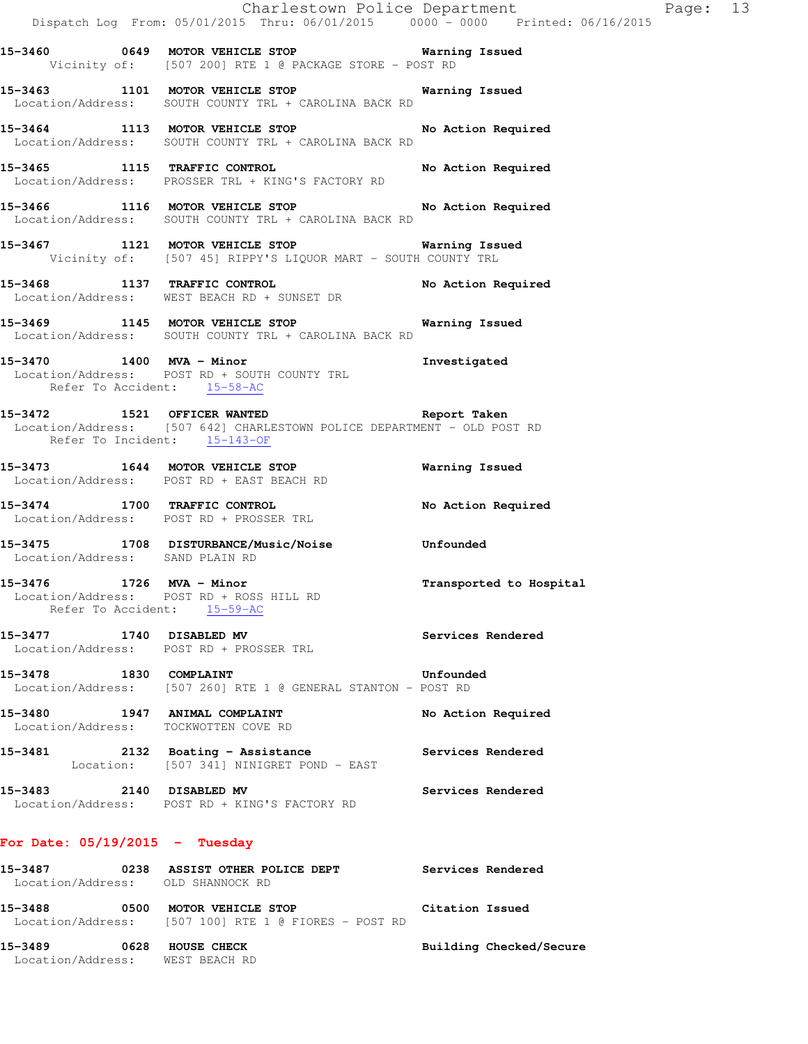**15-3460 0649 MOTOR VEHICLE STOP** Warning Issued
Vicinity of: [507 200] RTE 1 @ PACKAGE STORE - POST RD

**15-3463 1101 MOTOR VEHICLE STOP** Warning Issued
Location/Address: SOUTH COUNTY TRL + CAROLINA BACK RD

**15-3464 1113 MOTOR VEHICLE STOP** No Action Required
Location/Address: SOUTH COUNTY TRL + CAROLINA BACK RD

**15-3465 1115 TRAFFIC CONTROL** No Action Required
Location/Address: PROSSER TRL + KING'S FACTORY RD

**15-3466 1116 MOTOR VEHICLE STOP** No Action Required
Location/Address: SOUTH COUNTY TRL + CAROLINA BACK RD

**15-3467 1121 MOTOR VEHICLE STOP** Warning Issued
Vicinity of: [507 45] RIPPY'S LIQUOR MART - SOUTH COUNTY TRL

**15-3468 1137 TRAFFIC CONTROL** No Action Required
Location/Address: WEST BEACH RD + SUNSET DR

**15-3469 1145 MOTOR VEHICLE STOP** Warning Issued
Location/Address: SOUTH COUNTY TRL + CAROLINA BACK RD

**15-3470 1400 MVA - Minor** Investigated
Location/Address: POST RD + SOUTH COUNTY TRL
Refer To Accident: 15-58-AC

**15-3472 1521 OFFICER WANTED** Report Taken
Location/Address: [507 642] CHARLESTOWN POLICE DEPARTMENT - OLD POST RD
Refer To Incident: 15-143-OF

**15-3473 1644 MOTOR VEHICLE STOP** Warning Issued
Location/Address: POST RD + EAST BEACH RD

**15-3474 1700 TRAFFIC CONTROL** No Action Required
Location/Address: POST RD + PROSSER TRL

**15-3475 1708 DISTURBANCE/Music/Noise** Unfounded
Location/Address: SAND PLAIN RD

**15-3476 1726 MVA - Minor** Transported to Hospital
Location/Address: POST RD + ROSS HILL RD
Refer To Accident: 15-59-AC

**15-3477 1740 DISABLED MV** Services Rendered
Location/Address: POST RD + PROSSER TRL

**15-3478 1830 COMPLAINT** Unfounded
Location/Address: [507 260] RTE 1 @ GENERAL STANTON - POST RD

**15-3480 1947 ANIMAL COMPLAINT** No Action Required
Location/Address: TOCKWOTTEN COVE RD

**15-3481 2132 Boating - Assistance** Services Rendered
Location: [507 341] NINIGRET POND - EAST

**15-3483 2140 DISABLED MV** Services Rendered
Location/Address: POST RD + KING'S FACTORY RD

## For Date: 05/19/2015 - Tuesday

**15-3487 0238 ASSIST OTHER POLICE DEPT** Services Rendered
Location/Address: OLD SHANNOCK RD

**15-3488 0500 MOTOR VEHICLE STOP** Citation Issued
Location/Address: [507 100] RTE 1 @ FIORES - POST RD

**15-3489 0628 HOUSE CHECK** Building Checked/Secure
Location/Address: WEST BEACH RD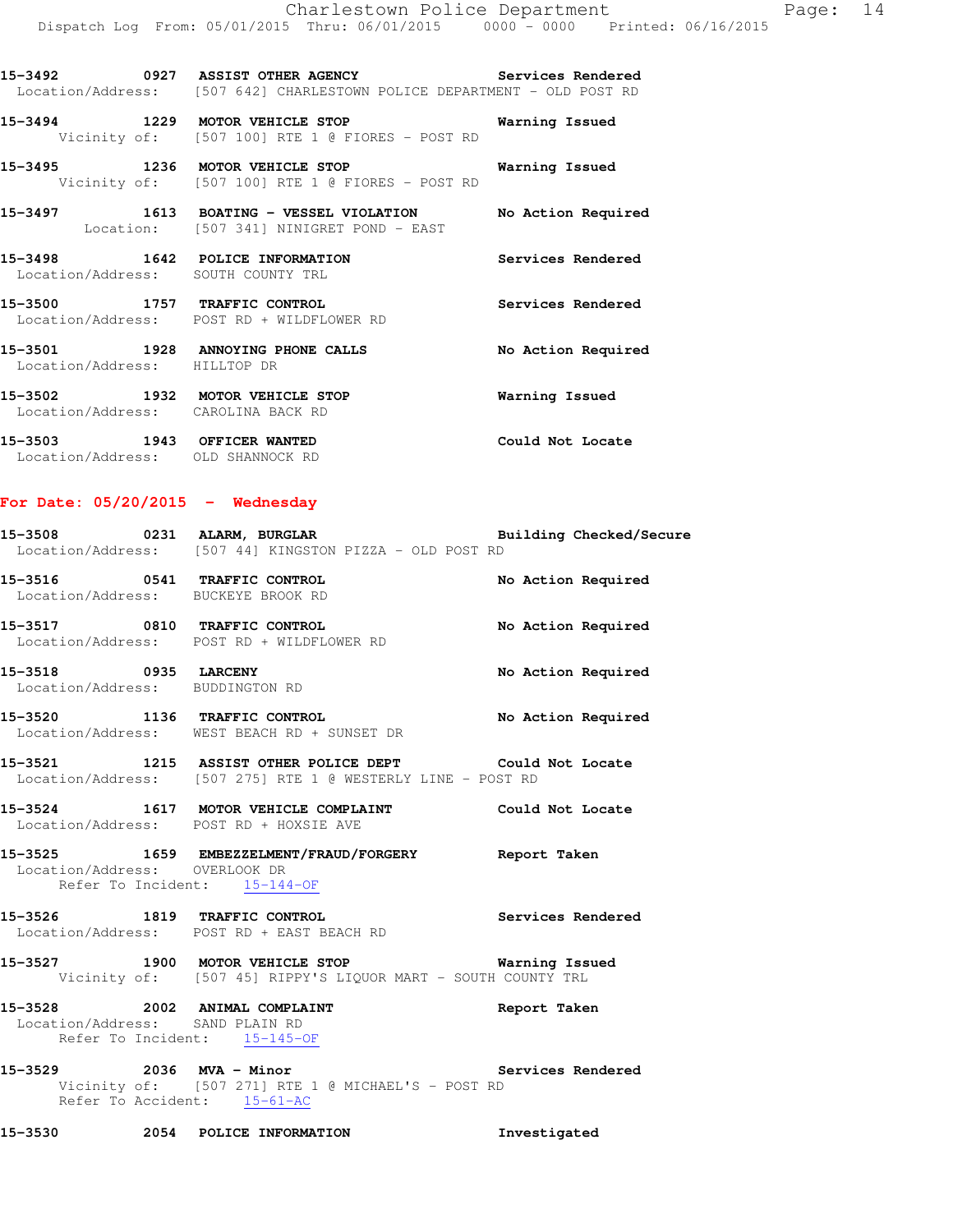15-3492 0927 ASSIST OTHER AGENCY Services Rendered
Location/Address: [507 642] CHARLESTOWN POLICE DEPARTMENT - OLD POST RD

15-3494 1229 MOTOR VEHICLE STOP Warning Issued
Vicinity of: [507 100] RTE 1 @ FIORES - POST RD

15-3495 1236 MOTOR VEHICLE STOP Warning Issued
Vicinity of: [507 100] RTE 1 @ FIORES - POST RD

15-3497 1613 BOATING - VESSEL VIOLATION No Action Required
Location: [507 341] NINIGRET POND - EAST

15-3498 1642 POLICE INFORMATION Services Rendered
Location/Address: SOUTH COUNTY TRL

15-3500 1757 TRAFFIC CONTROL Services Rendered
Location/Address: POST RD + WILDFLOWER RD

15-3501 1928 ANNOYING PHONE CALLS No Action Required
Location/Address: HILLTOP DR

15-3502 1932 MOTOR VEHICLE STOP Warning Issued
Location/Address: CAROLINA BACK RD

15-3503 1943 OFFICER WANTED Could Not Locate
Location/Address: OLD SHANNOCK RD

## For Date: 05/20/2015 - Wednesday

15-3508 0231 ALARM, BURGLAR Building Checked/Secure
Location/Address: [507 44] KINGSTON PIZZA - OLD POST RD

15-3516 0541 TRAFFIC CONTROL No Action Required
Location/Address: BUCKEYE BROOK RD

15-3517 0810 TRAFFIC CONTROL No Action Required
Location/Address: POST RD + WILDFLOWER RD

15-3518 0935 LARCENY No Action Required
Location/Address: BUDDINGTON RD

15-3520 1136 TRAFFIC CONTROL No Action Required
Location/Address: WEST BEACH RD + SUNSET DR

15-3521 1215 ASSIST OTHER POLICE DEPT Could Not Locate
Location/Address: [507 275] RTE 1 @ WESTERLY LINE - POST RD

15-3524 1617 MOTOR VEHICLE COMPLAINT Could Not Locate
Location/Address: POST RD + HOXSIE AVE

15-3525 1659 EMBEZZELMENT/FRAUD/FORGERY Report Taken
Location/Address: OVERLOOK DR
Refer To Incident: 15-144-OF

15-3526 1819 TRAFFIC CONTROL Services Rendered
Location/Address: POST RD + EAST BEACH RD

15-3527 1900 MOTOR VEHICLE STOP Warning Issued
Vicinity of: [507 45] RIPPY'S LIQUOR MART - SOUTH COUNTY TRL

15-3528 2002 ANIMAL COMPLAINT Report Taken
Location/Address: SAND PLAIN RD
Refer To Incident: 15-145-OF

15-3529 2036 MVA - Minor Services Rendered
Vicinity of: [507 271] RTE 1 @ MICHAEL'S - POST RD
Refer To Accident: 15-61-AC

15-3530 2054 POLICE INFORMATION Investigated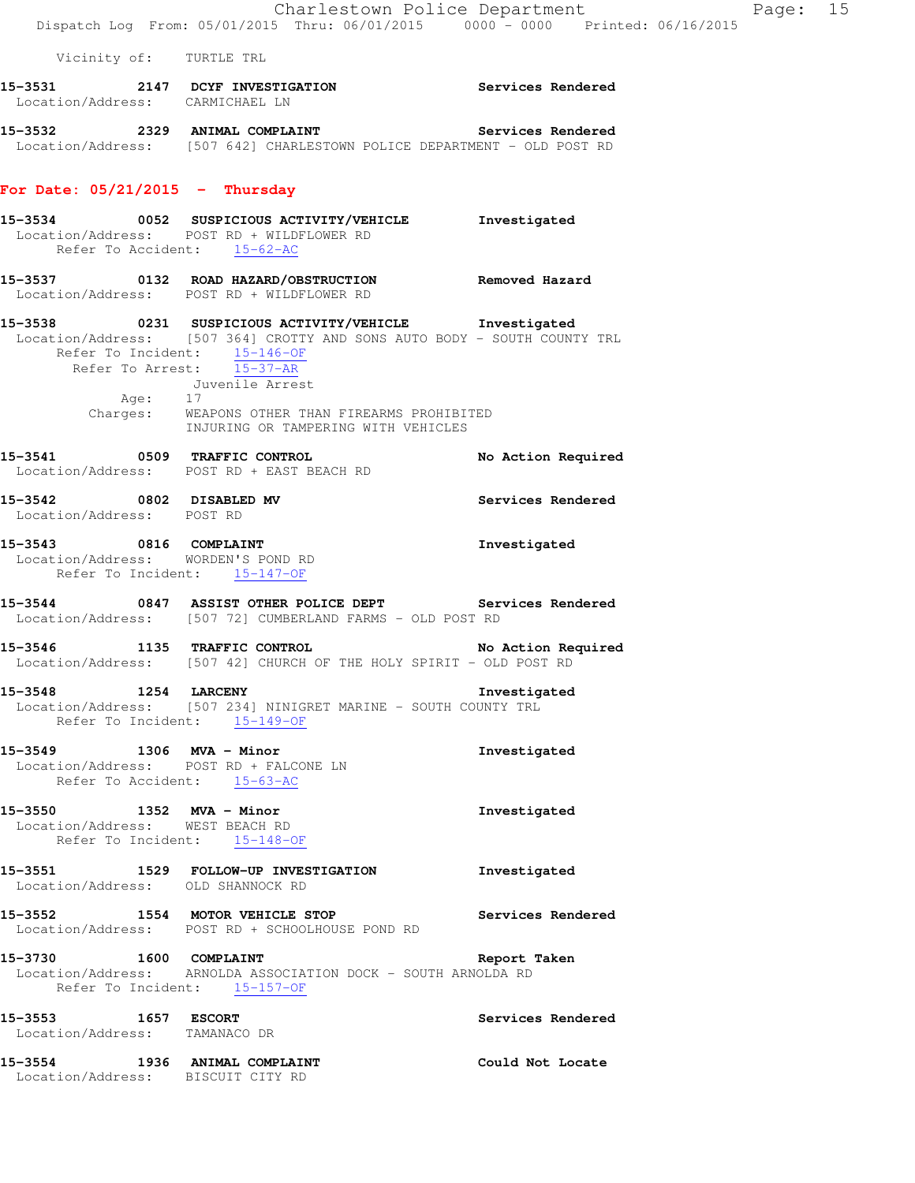Vicinity of: TURTLE TRL

**15-3531 2147 DCYF INVESTIGATION** Services Rendered
Location/Address: CARMICHAEL LN

**15-3532 2329 ANIMAL COMPLAINT** Services Rendered
Location/Address: [507 642] CHARLESTOWN POLICE DEPARTMENT - OLD POST RD

## For Date: 05/21/2015 - Thursday

**15-3534 0052 SUSPICIOUS ACTIVITY/VEHICLE** Investigated
Location/Address: POST RD + WILDFLOWER RD
Refer To Accident: 15-62-AC

**15-3537 0132 ROAD HAZARD/OBSTRUCTION** Removed Hazard
Location/Address: POST RD + WILDFLOWER RD

**15-3538 0231 SUSPICIOUS ACTIVITY/VEHICLE** Investigated
Location/Address: [507 364] CROTTY AND SONS AUTO BODY - SOUTH COUNTY TRL
Refer To Incident: 15-146-OF
Refer To Arrest: 15-37-AR
Juvenile Arrest
Age: 17
Charges: WEAPONS OTHER THAN FIREARMS PROHIBITED
INJURING OR TAMPERING WITH VEHICLES

**15-3541 0509 TRAFFIC CONTROL** No Action Required
Location/Address: POST RD + EAST BEACH RD

**15-3542 0802 DISABLED MV** Services Rendered
Location/Address: POST RD

**15-3543 0816 COMPLAINT** Investigated
Location/Address: WORDEN'S POND RD
Refer To Incident: 15-147-OF

**15-3544 0847 ASSIST OTHER POLICE DEPT** Services Rendered
Location/Address: [507 72] CUMBERLAND FARMS - OLD POST RD

**15-3546 1135 TRAFFIC CONTROL** No Action Required
Location/Address: [507 42] CHURCH OF THE HOLY SPIRIT - OLD POST RD

**15-3548 1254 LARCENY** Investigated
Location/Address: [507 234] NINIGRET MARINE - SOUTH COUNTY TRL
Refer To Incident: 15-149-OF

**15-3549 1306 MVA - Minor** Investigated
Location/Address: POST RD + FALCONE LN
Refer To Accident: 15-63-AC

**15-3550 1352 MVA - Minor** Investigated
Location/Address: WEST BEACH RD
Refer To Incident: 15-148-OF

**15-3551 1529 FOLLOW-UP INVESTIGATION** Investigated
Location/Address: OLD SHANNOCK RD

**15-3552 1554 MOTOR VEHICLE STOP** Services Rendered
Location/Address: POST RD + SCHOOLHOUSE POND RD

**15-3730 1600 COMPLAINT** Report Taken
Location/Address: ARNOLDA ASSOCIATION DOCK - SOUTH ARNOLDA RD
Refer To Incident: 15-157-OF

**15-3553 1657 ESCORT** Services Rendered
Location/Address: TAMANACO DR

**15-3554 1936 ANIMAL COMPLAINT** Could Not Locate
Location/Address: BISCUIT CITY RD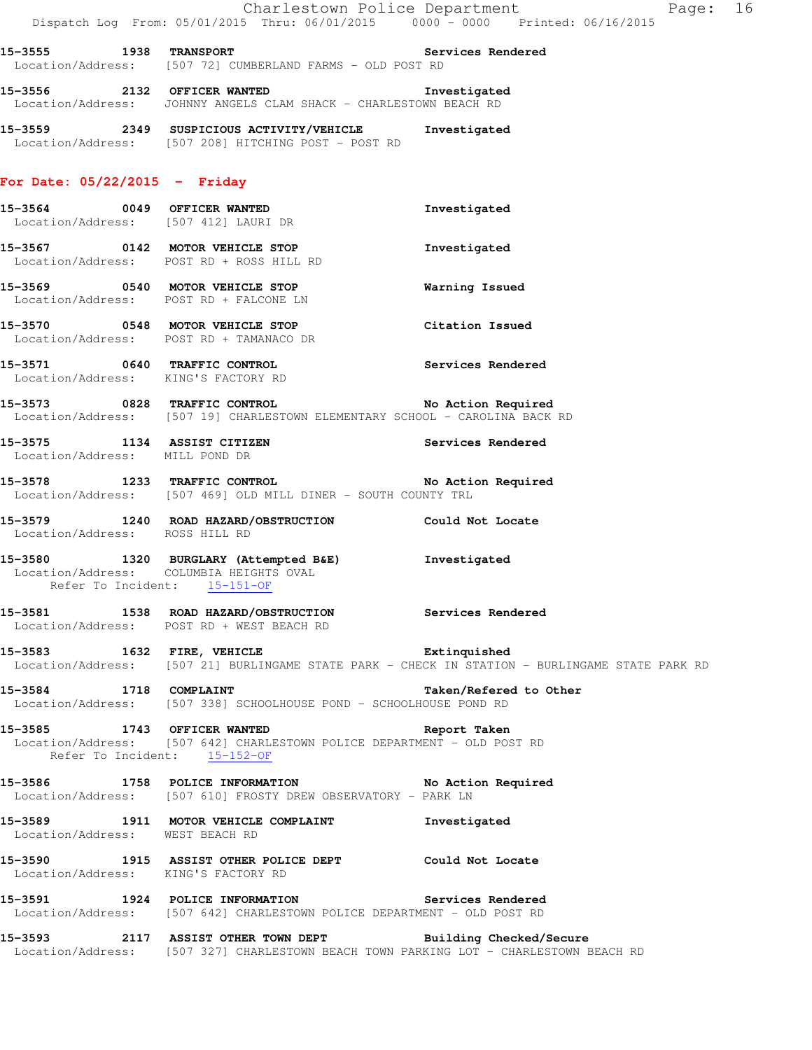**15-3555 1938 TRANSPORT** Services Rendered
Location/Address: [507 72] CUMBERLAND FARMS - OLD POST RD

**15-3556 2132 OFFICER WANTED** Investigated
Location/Address: JOHNNY ANGELS CLAM SHACK - CHARLESTOWN BEACH RD

**15-3559 2349 SUSPICIOUS ACTIVITY/VEHICLE** Investigated
Location/Address: [507 208] HITCHING POST - POST RD

## For Date: 05/22/2015 - Friday

**15-3564 0049 OFFICER WANTED** Investigated
Location/Address: [507 412] LAURI DR

**15-3567 0142 MOTOR VEHICLE STOP** Investigated
Location/Address: POST RD + ROSS HILL RD

**15-3569 0540 MOTOR VEHICLE STOP** Warning Issued
Location/Address: POST RD + FALCONE LN

**15-3570 0548 MOTOR VEHICLE STOP** Citation Issued
Location/Address: POST RD + TAMANACO DR

**15-3571 0640 TRAFFIC CONTROL** Services Rendered
Location/Address: KING'S FACTORY RD

**15-3573 0828 TRAFFIC CONTROL** No Action Required
Location/Address: [507 19] CHARLESTOWN ELEMENTARY SCHOOL - CAROLINA BACK RD

**15-3575 1134 ASSIST CITIZEN** Services Rendered
Location/Address: MILL POND DR

**15-3578 1233 TRAFFIC CONTROL** No Action Required
Location/Address: [507 469] OLD MILL DINER - SOUTH COUNTY TRL

**15-3579 1240 ROAD HAZARD/OBSTRUCTION** Could Not Locate
Location/Address: ROSS HILL RD

**15-3580 1320 BURGLARY (Attempted B&E)** Investigated
Location/Address: COLUMBIA HEIGHTS OVAL
Refer To Incident: 15-151-OF

**15-3581 1538 ROAD HAZARD/OBSTRUCTION** Services Rendered
Location/Address: POST RD + WEST BEACH RD

**15-3583 1632 FIRE, VEHICLE** Extinquished
Location/Address: [507 21] BURLINGAME STATE PARK - CHECK IN STATION - BURLINGAME STATE PARK RD

**15-3584 1718 COMPLAINT** Taken/Refered to Other
Location/Address: [507 338] SCHOOLHOUSE POND - SCHOOLHOUSE POND RD

**15-3585 1743 OFFICER WANTED** Report Taken
Location/Address: [507 642] CHARLESTOWN POLICE DEPARTMENT - OLD POST RD
Refer To Incident: 15-152-OF

**15-3586 1758 POLICE INFORMATION** No Action Required
Location/Address: [507 610] FROSTY DREW OBSERVATORY - PARK LN

**15-3589 1911 MOTOR VEHICLE COMPLAINT** Investigated
Location/Address: WEST BEACH RD

**15-3590 1915 ASSIST OTHER POLICE DEPT** Could Not Locate
Location/Address: KING'S FACTORY RD

**15-3591 1924 POLICE INFORMATION** Services Rendered
Location/Address: [507 642] CHARLESTOWN POLICE DEPARTMENT - OLD POST RD

**15-3593 2117 ASSIST OTHER TOWN DEPT** Building Checked/Secure
Location/Address: [507 327] CHARLESTOWN BEACH TOWN PARKING LOT - CHARLESTOWN BEACH RD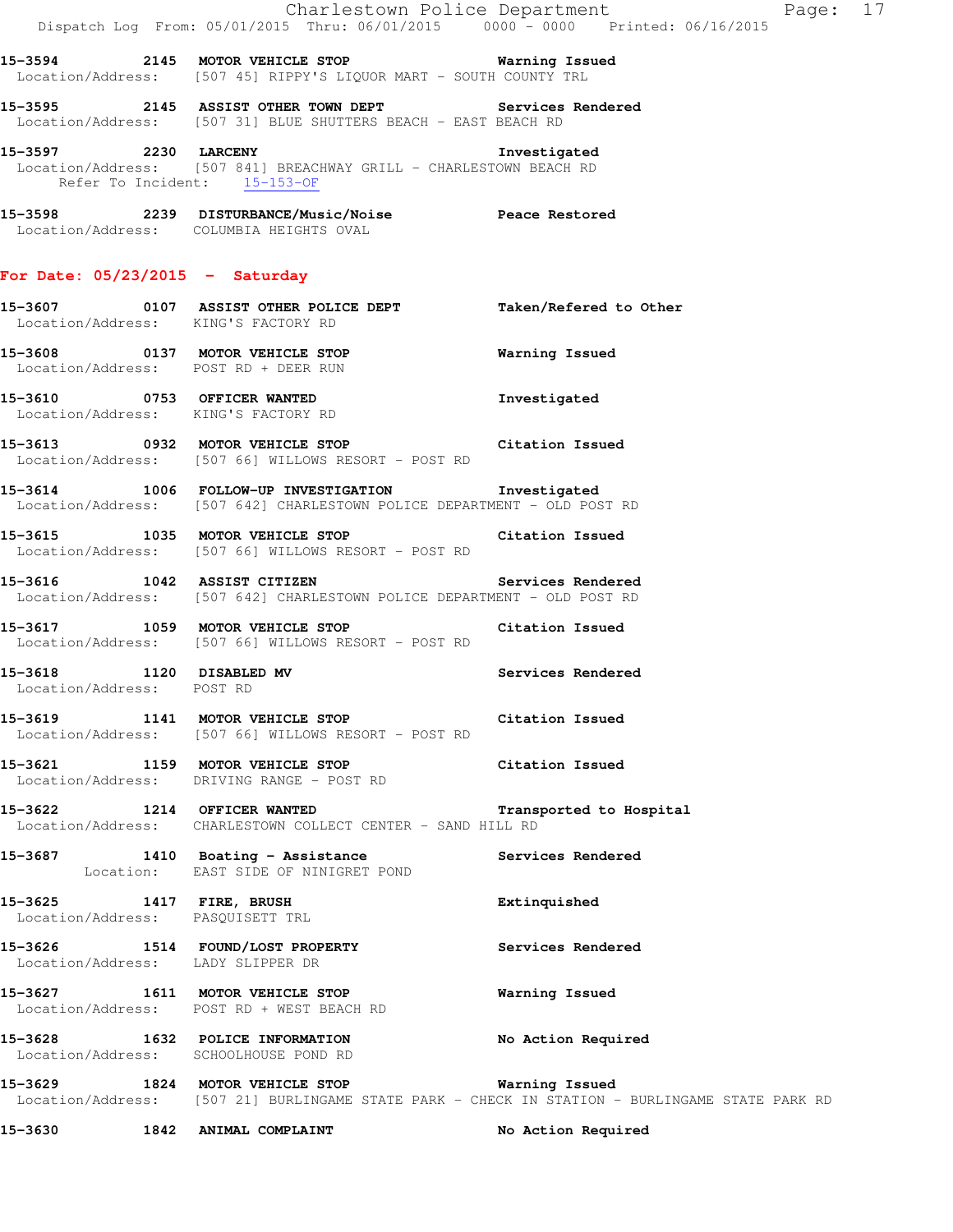15-3594 2145 MOTOR VEHICLE STOP Warning Issued
Location/Address: [507 45] RIPPY'S LIQUOR MART - SOUTH COUNTY TRL

15-3595 2145 ASSIST OTHER TOWN DEPT Services Rendered
Location/Address: [507 31] BLUE SHUTTERS BEACH - EAST BEACH RD

15-3597 2230 LARCENY Investigated
Location/Address: [507 841] BREACHWAY GRILL - CHARLESTOWN BEACH RD
Refer To Incident: 15-153-OF

15-3598 2239 DISTURBANCE/Music/Noise Peace Restored
Location/Address: COLUMBIA HEIGHTS OVAL

## For Date: 05/23/2015 - Saturday

15-3607 0107 ASSIST OTHER POLICE DEPT Taken/Refered to Other
Location/Address: KING'S FACTORY RD

15-3608 0137 MOTOR VEHICLE STOP Warning Issued
Location/Address: POST RD + DEER RUN

15-3610 0753 OFFICER WANTED Investigated
Location/Address: KING'S FACTORY RD

15-3613 0932 MOTOR VEHICLE STOP Citation Issued
Location/Address: [507 66] WILLOWS RESORT - POST RD

15-3614 1006 FOLLOW-UP INVESTIGATION Investigated
Location/Address: [507 642] CHARLESTOWN POLICE DEPARTMENT - OLD POST RD

15-3615 1035 MOTOR VEHICLE STOP Citation Issued
Location/Address: [507 66] WILLOWS RESORT - POST RD

15-3616 1042 ASSIST CITIZEN Services Rendered
Location/Address: [507 642] CHARLESTOWN POLICE DEPARTMENT - OLD POST RD

15-3617 1059 MOTOR VEHICLE STOP Citation Issued
Location/Address: [507 66] WILLOWS RESORT - POST RD

15-3618 1120 DISABLED MV Services Rendered
Location/Address: POST RD

15-3619 1141 MOTOR VEHICLE STOP Citation Issued
Location/Address: [507 66] WILLOWS RESORT - POST RD

15-3621 1159 MOTOR VEHICLE STOP Citation Issued
Location/Address: DRIVING RANGE - POST RD

15-3622 1214 OFFICER WANTED Transported to Hospital
Location/Address: CHARLESTOWN COLLECT CENTER - SAND HILL RD

15-3687 1410 Boating - Assistance Services Rendered
Location: EAST SIDE OF NINIGRET POND

15-3625 1417 FIRE, BRUSH Extinquished
Location/Address: PASQUISETT TRL

15-3626 1514 FOUND/LOST PROPERTY Services Rendered
Location/Address: LADY SLIPPER DR

15-3627 1611 MOTOR VEHICLE STOP Warning Issued
Location/Address: POST RD + WEST BEACH RD

15-3628 1632 POLICE INFORMATION No Action Required
Location/Address: SCHOOLHOUSE POND RD

15-3629 1824 MOTOR VEHICLE STOP Warning Issued
Location/Address: [507 21] BURLINGAME STATE PARK - CHECK IN STATION - BURLINGAME STATE PARK RD

15-3630 1842 ANIMAL COMPLAINT No Action Required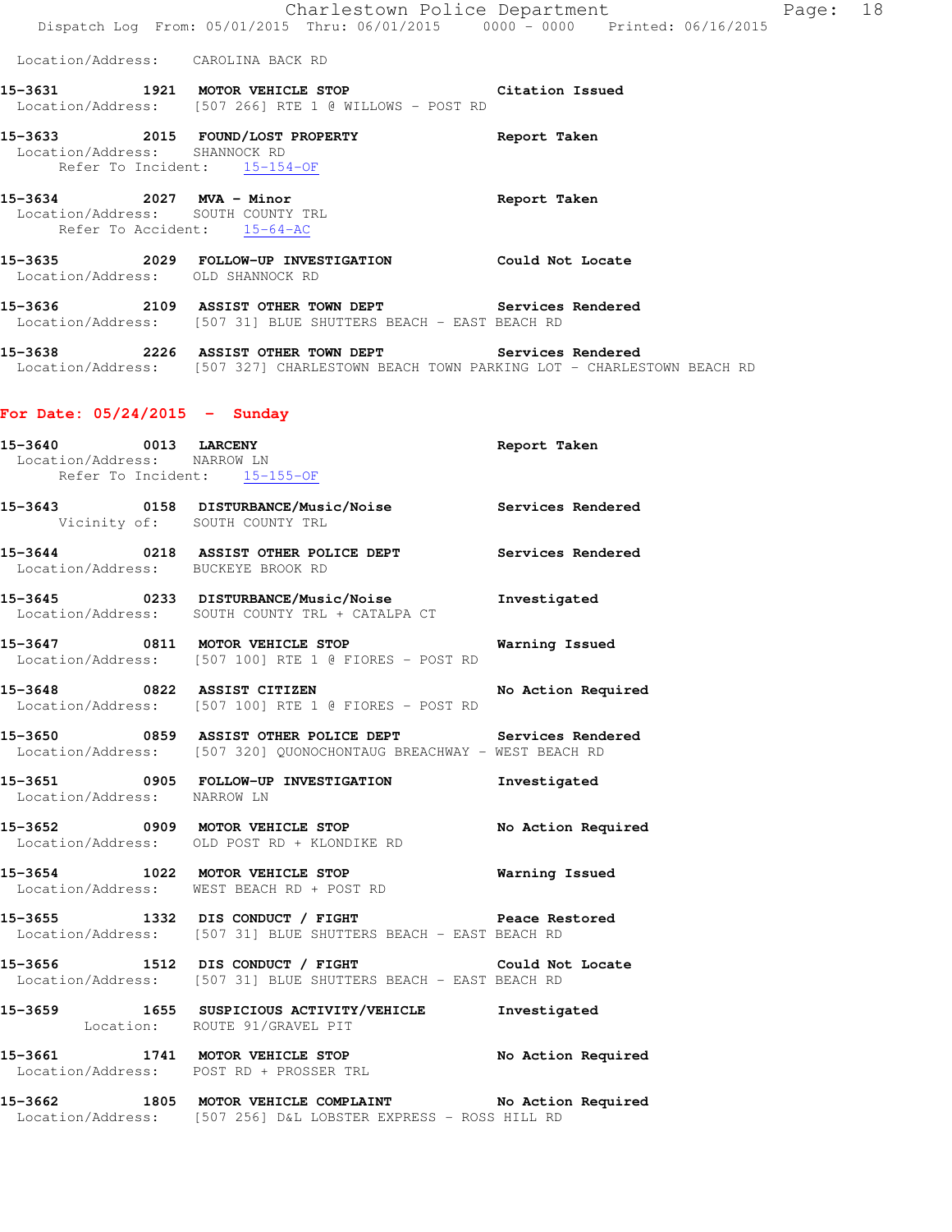Location/Address: CAROLINA BACK RD

**15-3631 1921 MOTOR VEHICLE STOP** Citation Issued
Location/Address: [507 266] RTE 1 @ WILLOWS - POST RD

**15-3633 2015 FOUND/LOST PROPERTY** Report Taken
Location/Address: SHANNOCK RD
Refer To Incident: 15-154-OF

**15-3634 2027 MVA - Minor** Report Taken
Location/Address: SOUTH COUNTY TRL
Refer To Accident: 15-64-AC

**15-3635 2029 FOLLOW-UP INVESTIGATION** Could Not Locate
Location/Address: OLD SHANNOCK RD

**15-3636 2109 ASSIST OTHER TOWN DEPT** Services Rendered
Location/Address: [507 31] BLUE SHUTTERS BEACH - EAST BEACH RD

**15-3638 2226 ASSIST OTHER TOWN DEPT** Services Rendered
Location/Address: [507 327] CHARLESTOWN BEACH TOWN PARKING LOT - CHARLESTOWN BEACH RD

## For Date: 05/24/2015 - Sunday

**15-3640 0013 LARCENY** Report Taken
Location/Address: NARROW LN
Refer To Incident: 15-155-OF

**15-3643 0158 DISTURBANCE/Music/Noise** Services Rendered
Vicinity of: SOUTH COUNTY TRL

**15-3644 0218 ASSIST OTHER POLICE DEPT** Services Rendered
Location/Address: BUCKEYE BROOK RD

**15-3645 0233 DISTURBANCE/Music/Noise** Investigated
Location/Address: SOUTH COUNTY TRL + CATALPA CT

**15-3647 0811 MOTOR VEHICLE STOP** Warning Issued
Location/Address: [507 100] RTE 1 @ FIORES - POST RD

**15-3648 0822 ASSIST CITIZEN** No Action Required
Location/Address: [507 100] RTE 1 @ FIORES - POST RD

**15-3650 0859 ASSIST OTHER POLICE DEPT** Services Rendered
Location/Address: [507 320] QUONOCHONTAUG BREACHWAY - WEST BEACH RD

**15-3651 0905 FOLLOW-UP INVESTIGATION** Investigated
Location/Address: NARROW LN

**15-3652 0909 MOTOR VEHICLE STOP** No Action Required
Location/Address: OLD POST RD + KLONDIKE RD

**15-3654 1022 MOTOR VEHICLE STOP** Warning Issued
Location/Address: WEST BEACH RD + POST RD

**15-3655 1332 DIS CONDUCT / FIGHT** Peace Restored
Location/Address: [507 31] BLUE SHUTTERS BEACH - EAST BEACH RD

**15-3656 1512 DIS CONDUCT / FIGHT** Could Not Locate
Location/Address: [507 31] BLUE SHUTTERS BEACH - EAST BEACH RD

**15-3659 1655 SUSPICIOUS ACTIVITY/VEHICLE** Investigated
Location: ROUTE 91/GRAVEL PIT

**15-3661 1741 MOTOR VEHICLE STOP** No Action Required
Location/Address: POST RD + PROSSER TRL

**15-3662 1805 MOTOR VEHICLE COMPLAINT** No Action Required
Location/Address: [507 256] D&L LOBSTER EXPRESS - ROSS HILL RD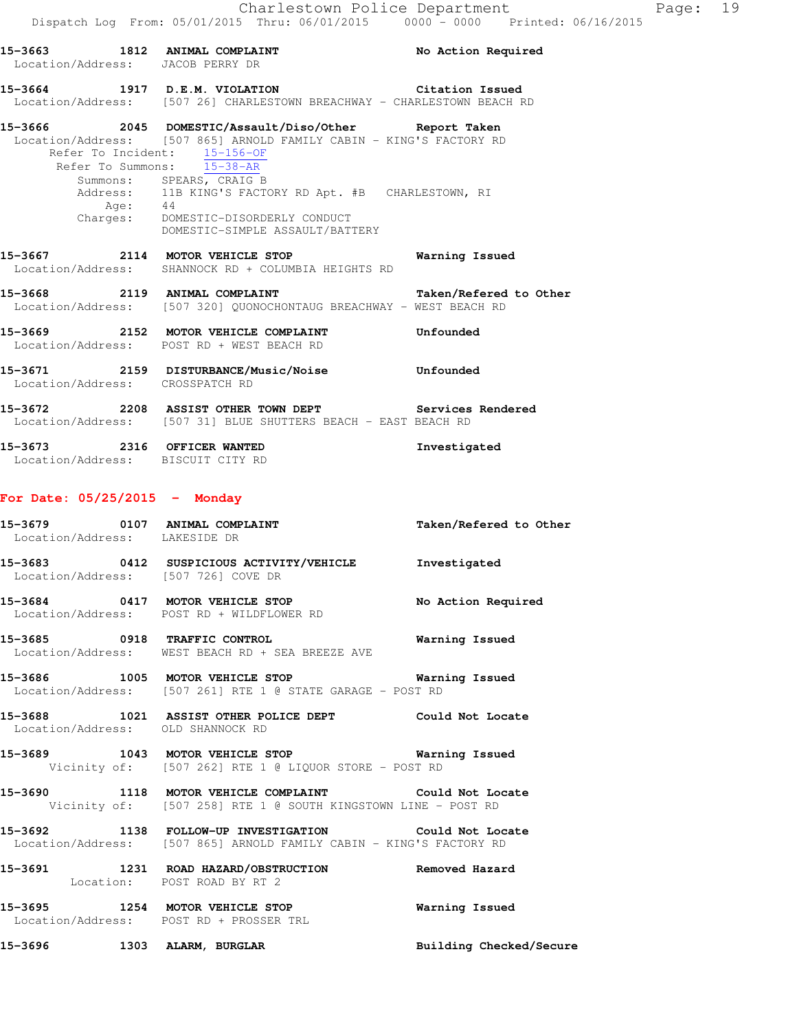15-3663 1812 ANIMAL COMPLAINT No Action Required
Location/Address: JACOB PERRY DR

15-3664 1917 D.E.M. VIOLATION Citation Issued
Location/Address: [507 26] CHARLESTOWN BREACHWAY - CHARLESTOWN BEACH RD

15-3666 2045 DOMESTIC/Assault/Diso/Other Report Taken
Location/Address: [507 865] ARNOLD FAMILY CABIN - KING'S FACTORY RD
Refer To Incident: 15-156-OF
Refer To Summons: 15-38-AR
Summons: SPEARS, CRAIG B
Address: 11B KING'S FACTORY RD Apt. #B CHARLESTOWN, RI
Age: 44
Charges: DOMESTIC-DISORDERLY CONDUCT
DOMESTIC-SIMPLE ASSAULT/BATTERY

15-3667 2114 MOTOR VEHICLE STOP Warning Issued
Location/Address: SHANNOCK RD + COLUMBIA HEIGHTS RD

15-3668 2119 ANIMAL COMPLAINT Taken/Refered to Other
Location/Address: [507 320] QUONOCHONTAUG BREACHWAY - WEST BEACH RD

15-3669 2152 MOTOR VEHICLE COMPLAINT Unfounded
Location/Address: POST RD + WEST BEACH RD

15-3671 2159 DISTURBANCE/Music/Noise Unfounded
Location/Address: CROSSPATCH RD

15-3672 2208 ASSIST OTHER TOWN DEPT Services Rendered
Location/Address: [507 31] BLUE SHUTTERS BEACH - EAST BEACH RD

15-3673 2316 OFFICER WANTED Investigated
Location/Address: BISCUIT CITY RD

## For Date: 05/25/2015 - Monday

15-3679 0107 ANIMAL COMPLAINT Taken/Refered to Other
Location/Address: LAKESIDE DR

15-3683 0412 SUSPICIOUS ACTIVITY/VEHICLE Investigated
Location/Address: [507 726] COVE DR

15-3684 0417 MOTOR VEHICLE STOP No Action Required
Location/Address: POST RD + WILDFLOWER RD

15-3685 0918 TRAFFIC CONTROL Warning Issued
Location/Address: WEST BEACH RD + SEA BREEZE AVE

15-3686 1005 MOTOR VEHICLE STOP Warning Issued
Location/Address: [507 261] RTE 1 @ STATE GARAGE - POST RD

15-3688 1021 ASSIST OTHER POLICE DEPT Could Not Locate
Location/Address: OLD SHANNOCK RD

15-3689 1043 MOTOR VEHICLE STOP Warning Issued
Vicinity of: [507 262] RTE 1 @ LIQUOR STORE - POST RD

15-3690 1118 MOTOR VEHICLE COMPLAINT Could Not Locate
Vicinity of: [507 258] RTE 1 @ SOUTH KINGSTOWN LINE - POST RD

15-3692 1138 FOLLOW-UP INVESTIGATION Could Not Locate
Location/Address: [507 865] ARNOLD FAMILY CABIN - KING'S FACTORY RD

15-3691 1231 ROAD HAZARD/OBSTRUCTION Removed Hazard
Location: POST ROAD BY RT 2

15-3695 1254 MOTOR VEHICLE STOP Warning Issued
Location/Address: POST RD + PROSSER TRL

15-3696 1303 ALARM, BURGLAR Building Checked/Secure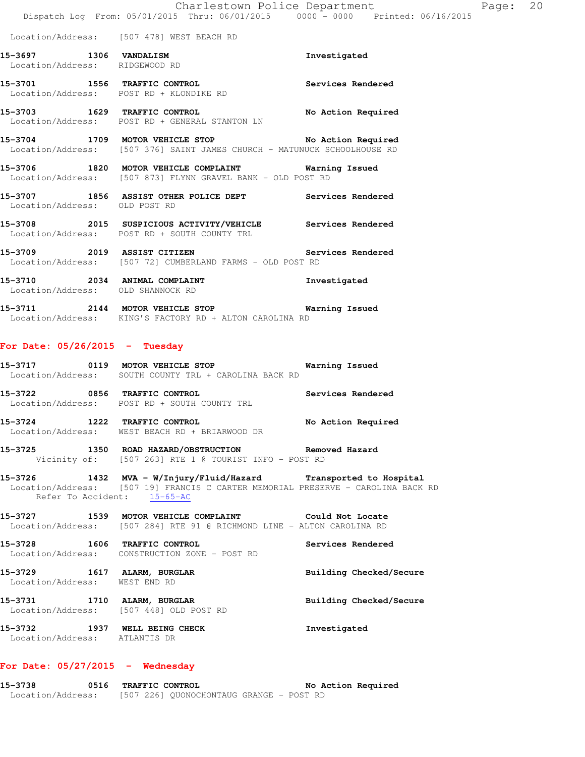Location/Address: [507 478] WEST BEACH RD

**15-3697** 1306 **VANDALISM** Investigated
Location/Address: RIDGEWOOD RD

**15-3701** 1556 **TRAFFIC CONTROL** Services Rendered
Location/Address: POST RD + KLONDIKE RD

**15-3703** 1629 **TRAFFIC CONTROL** No Action Required
Location/Address: POST RD + GENERAL STANTON LN

**15-3704** 1709 **MOTOR VEHICLE STOP** No Action Required
Location/Address: [507 376] SAINT JAMES CHURCH - MATUNUCK SCHOOLHOUSE RD

**15-3706** 1820 **MOTOR VEHICLE COMPLAINT** Warning Issued
Location/Address: [507 873] FLYNN GRAVEL BANK - OLD POST RD

**15-3707** 1856 **ASSIST OTHER POLICE DEPT** Services Rendered
Location/Address: OLD POST RD

**15-3708** 2015 **SUSPICIOUS ACTIVITY/VEHICLE** Services Rendered
Location/Address: POST RD + SOUTH COUNTY TRL

**15-3709** 2019 **ASSIST CITIZEN** Services Rendered
Location/Address: [507 72] CUMBERLAND FARMS - OLD POST RD

**15-3710** 2034 **ANIMAL COMPLAINT** Investigated
Location/Address: OLD SHANNOCK RD

**15-3711** 2144 **MOTOR VEHICLE STOP** Warning Issued
Location/Address: KING'S FACTORY RD + ALTON CAROLINA RD

## For Date: 05/26/2015 - Tuesday

**15-3717** 0119 **MOTOR VEHICLE STOP** Warning Issued
Location/Address: SOUTH COUNTY TRL + CAROLINA BACK RD

**15-3722** 0856 **TRAFFIC CONTROL** Services Rendered
Location/Address: POST RD + SOUTH COUNTY TRL

**15-3724** 1222 **TRAFFIC CONTROL** No Action Required
Location/Address: WEST BEACH RD + BRIARWOOD DR

**15-3725** 1350 **ROAD HAZARD/OBSTRUCTION** Removed Hazard
Vicinity of: [507 263] RTE 1 @ TOURIST INFO - POST RD

**15-3726** 1432 **MVA - W/Injury/Fluid/Hazard** Transported to Hospital
Location/Address: [507 19] FRANCIS C CARTER MEMORIAL PRESERVE - CAROLINA BACK RD
Refer To Accident: 15-65-AC

**15-3727** 1539 **MOTOR VEHICLE COMPLAINT** Could Not Locate
Location/Address: [507 284] RTE 91 @ RICHMOND LINE - ALTON CAROLINA RD

**15-3728** 1606 **TRAFFIC CONTROL** Services Rendered
Location/Address: CONSTRUCTION ZONE - POST RD

**15-3729** 1617 **ALARM, BURGLAR** Building Checked/Secure
Location/Address: WEST END RD

**15-3731** 1710 **ALARM, BURGLAR** Building Checked/Secure
Location/Address: [507 448] OLD POST RD

**15-3732** 1937 **WELL BEING CHECK** Investigated
Location/Address: ATLANTIS DR

## For Date: 05/27/2015 - Wednesday

**15-3738** 0516 **TRAFFIC CONTROL** No Action Required
Location/Address: [507 226] QUONOCHONTAUG GRANGE - POST RD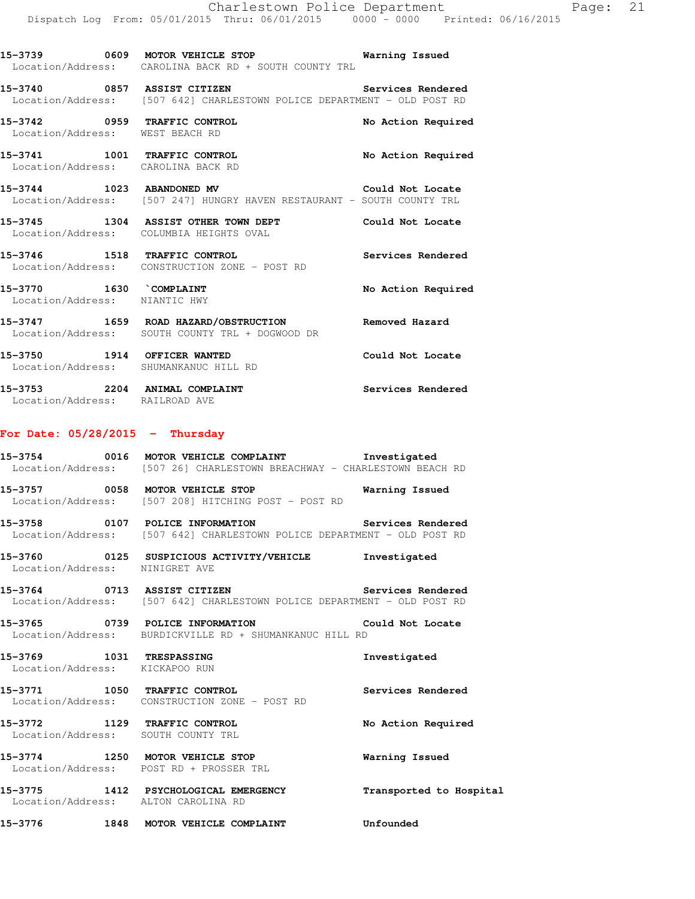15-3739 0609 MOTOR VEHICLE STOP Warning Issued
Location/Address: CAROLINA BACK RD + SOUTH COUNTY TRL

15-3740 0857 ASSIST CITIZEN Services Rendered
Location/Address: [507 642] CHARLESTOWN POLICE DEPARTMENT - OLD POST RD

15-3742 0959 TRAFFIC CONTROL No Action Required
Location/Address: WEST BEACH RD

15-3741 1001 TRAFFIC CONTROL No Action Required
Location/Address: CAROLINA BACK RD

15-3744 1023 ABANDONED MV Could Not Locate
Location/Address: [507 247] HUNGRY HAVEN RESTAURANT - SOUTH COUNTY TRL

15-3745 1304 ASSIST OTHER TOWN DEPT Could Not Locate
Location/Address: COLUMBIA HEIGHTS OVAL

15-3746 1518 TRAFFIC CONTROL Services Rendered
Location/Address: CONSTRUCTION ZONE - POST RD

15-3770 1630 `COMPLAINT No Action Required
Location/Address: NIANTIC HWY

15-3747 1659 ROAD HAZARD/OBSTRUCTION Removed Hazard
Location/Address: SOUTH COUNTY TRL + DOGWOOD DR

15-3750 1914 OFFICER WANTED Could Not Locate
Location/Address: SHUMANKANUC HILL RD

15-3753 2204 ANIMAL COMPLAINT Services Rendered
Location/Address: RAILROAD AVE

## For Date: 05/28/2015 - Thursday

15-3754 0016 MOTOR VEHICLE COMPLAINT Investigated
Location/Address: [507 26] CHARLESTOWN BREACHWAY - CHARLESTOWN BEACH RD

15-3757 0058 MOTOR VEHICLE STOP Warning Issued
Location/Address: [507 208] HITCHING POST - POST RD

15-3758 0107 POLICE INFORMATION Services Rendered
Location/Address: [507 642] CHARLESTOWN POLICE DEPARTMENT - OLD POST RD

15-3760 0125 SUSPICIOUS ACTIVITY/VEHICLE Investigated
Location/Address: NINIGRET AVE

15-3764 0713 ASSIST CITIZEN Services Rendered
Location/Address: [507 642] CHARLESTOWN POLICE DEPARTMENT - OLD POST RD

15-3765 0739 POLICE INFORMATION Could Not Locate
Location/Address: BURDICKVILLE RD + SHUMANKANUC HILL RD

15-3769 1031 TRESPASSING Investigated
Location/Address: KICKAPOO RUN

15-3771 1050 TRAFFIC CONTROL Services Rendered
Location/Address: CONSTRUCTION ZONE - POST RD

15-3772 1129 TRAFFIC CONTROL No Action Required
Location/Address: SOUTH COUNTY TRL

15-3774 1250 MOTOR VEHICLE STOP Warning Issued
Location/Address: POST RD + PROSSER TRL

15-3775 1412 PSYCHOLOGICAL EMERGENCY Transported to Hospital
Location/Address: ALTON CAROLINA RD

15-3776 1848 MOTOR VEHICLE COMPLAINT Unfounded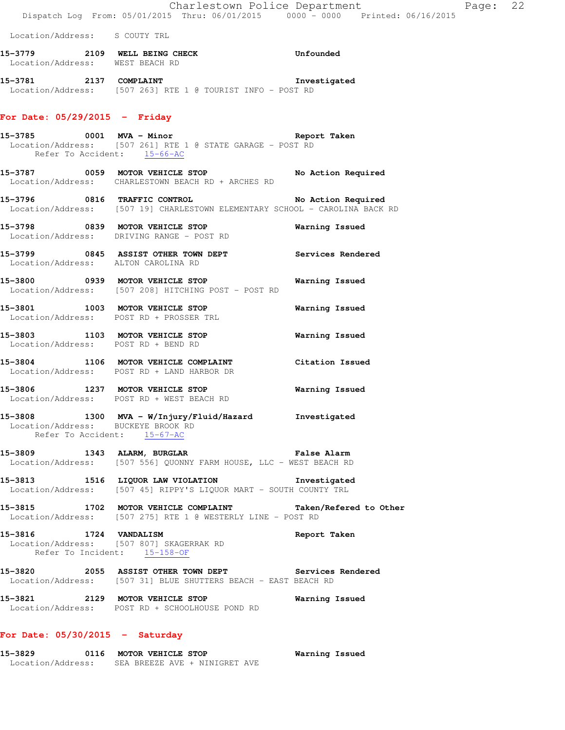Location/Address: S COUTY TRL

**15-3779** 2109 **WELL BEING CHECK** **Unfounded**
Location/Address: WEST BEACH RD

**15-3781** 2137 **COMPLAINT** **Investigated**
Location/Address: [507 263] RTE 1 @ TOURIST INFO - POST RD

## For Date: 05/29/2015 - Friday

**15-3785** 0001 **MVA - Minor** **Report Taken**
Location/Address: [507 261] RTE 1 @ STATE GARAGE - POST RD
Refer To Accident: 15-66-AC

**15-3787** 0059 **MOTOR VEHICLE STOP** **No Action Required**
Location/Address: CHARLESTOWN BEACH RD + ARCHES RD

**15-3796** 0816 **TRAFFIC CONTROL** **No Action Required**
Location/Address: [507 19] CHARLESTOWN ELEMENTARY SCHOOL - CAROLINA BACK RD

**15-3798** 0839 **MOTOR VEHICLE STOP** **Warning Issued**
Location/Address: DRIVING RANGE - POST RD

**15-3799** 0845 **ASSIST OTHER TOWN DEPT** **Services Rendered**
Location/Address: ALTON CAROLINA RD

**15-3800** 0939 **MOTOR VEHICLE STOP** **Warning Issued**
Location/Address: [507 208] HITCHING POST - POST RD

**15-3801** 1003 **MOTOR VEHICLE STOP** **Warning Issued**
Location/Address: POST RD + PROSSER TRL

**15-3803** 1103 **MOTOR VEHICLE STOP** **Warning Issued**
Location/Address: POST RD + BEND RD

**15-3804** 1106 **MOTOR VEHICLE COMPLAINT** **Citation Issued**
Location/Address: POST RD + LAND HARBOR DR

**15-3806** 1237 **MOTOR VEHICLE STOP** **Warning Issued**
Location/Address: POST RD + WEST BEACH RD

**15-3808** 1300 **MVA - W/Injury/Fluid/Hazard** **Investigated**
Location/Address: BUCKEYE BROOK RD
Refer To Accident: 15-67-AC

**15-3809** 1343 **ALARM, BURGLAR** **False Alarm**
Location/Address: [507 556] QUONNY FARM HOUSE, LLC - WEST BEACH RD

**15-3813** 1516 **LIQUOR LAW VIOLATION** **Investigated**
Location/Address: [507 45] RIPPY'S LIQUOR MART - SOUTH COUNTY TRL

**15-3815** 1702 **MOTOR VEHICLE COMPLAINT** **Taken/Refered to Other**
Location/Address: [507 275] RTE 1 @ WESTERLY LINE - POST RD

**15-3816** 1724 **VANDALISM** **Report Taken**
Location/Address: [507 807] SKAGERRAK RD
Refer To Incident: 15-158-OF

**15-3820** 2055 **ASSIST OTHER TOWN DEPT** **Services Rendered**
Location/Address: [507 31] BLUE SHUTTERS BEACH - EAST BEACH RD

**15-3821** 2129 **MOTOR VEHICLE STOP** **Warning Issued**
Location/Address: POST RD + SCHOOLHOUSE POND RD

## For Date: 05/30/2015 - Saturday

**15-3829** 0116 **MOTOR VEHICLE STOP** **Warning Issued**
Location/Address: SEA BREEZE AVE + NINIGRET AVE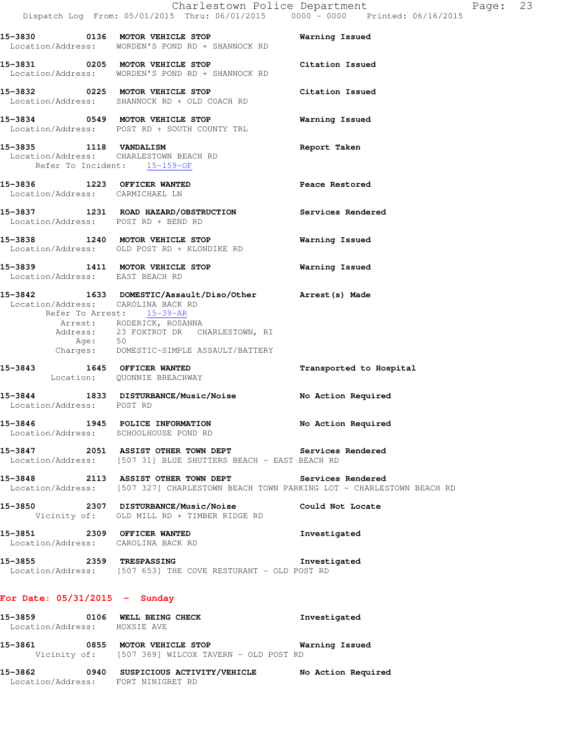**15-3830 0136 MOTOR VEHICLE STOP** — Warning Issued
Location/Address: WORDEN'S POND RD + SHANNOCK RD

**15-3831 0205 MOTOR VEHICLE STOP** — Citation Issued
Location/Address: WORDEN'S POND RD + SHANNOCK RD

**15-3832 0225 MOTOR VEHICLE STOP** — Citation Issued
Location/Address: SHANNOCK RD + OLD COACH RD

**15-3834 0549 MOTOR VEHICLE STOP** — Warning Issued
Location/Address: POST RD + SOUTH COUNTY TRL

**15-3835 1118 VANDALISM** — Report Taken
Location/Address: CHARLESTOWN BEACH RD
Refer To Incident: 15-159-OF

**15-3836 1223 OFFICER WANTED** — Peace Restored
Location/Address: CARMICHAEL LN

**15-3837 1231 ROAD HAZARD/OBSTRUCTION** — Services Rendered
Location/Address: POST RD + BEND RD

**15-3838 1240 MOTOR VEHICLE STOP** — Warning Issued
Location/Address: OLD POST RD + KLONDIKE RD

**15-3839 1411 MOTOR VEHICLE STOP** — Warning Issued
Location/Address: EAST BEACH RD

**15-3842 1633 DOMESTIC/Assault/Diso/Other** — Arrest(s) Made
Location/Address: CAROLINA BACK RD
Refer To Arrest: 15-39-AR
Arrest: RODERICK, ROSANNA
Address: 23 FOXTROT DR CHARLESTOWN, RI
Age: 50
Charges: DOMESTIC-SIMPLE ASSAULT/BATTERY

**15-3843 1645 OFFICER WANTED** — Transported to Hospital
Location: QUONNIE BREACHWAY

**15-3844 1833 DISTURBANCE/Music/Noise** — No Action Required
Location/Address: POST RD

**15-3846 1945 POLICE INFORMATION** — No Action Required
Location/Address: SCHOOLHOUSE POND RD

**15-3847 2051 ASSIST OTHER TOWN DEPT** — Services Rendered
Location/Address: [507 31] BLUE SHUTTERS BEACH - EAST BEACH RD

**15-3848 2113 ASSIST OTHER TOWN DEPT** — Services Rendered
Location/Address: [507 327] CHARLESTOWN BEACH TOWN PARKING LOT - CHARLESTOWN BEACH RD

**15-3850 2307 DISTURBANCE/Music/Noise** — Could Not Locate
Vicinity of: OLD MILL RD + TIMBER RIDGE RD

**15-3851 2309 OFFICER WANTED** — Investigated
Location/Address: CAROLINA BACK RD

**15-3855 2359 TRESPASSING** — Investigated
Location/Address: [507 653] THE COVE RESTURANT - OLD POST RD

## For Date: 05/31/2015 - Sunday

**15-3859 0106 WELL BEING CHECK** — Investigated
Location/Address: HOXSIE AVE

**15-3861 0855 MOTOR VEHICLE STOP** — Warning Issued
Vicinity of: [507 369] WILCOX TAVERN - OLD POST RD

**15-3862 0940 SUSPICIOUS ACTIVITY/VEHICLE** — No Action Required
Location/Address: FORT NINIGRET RD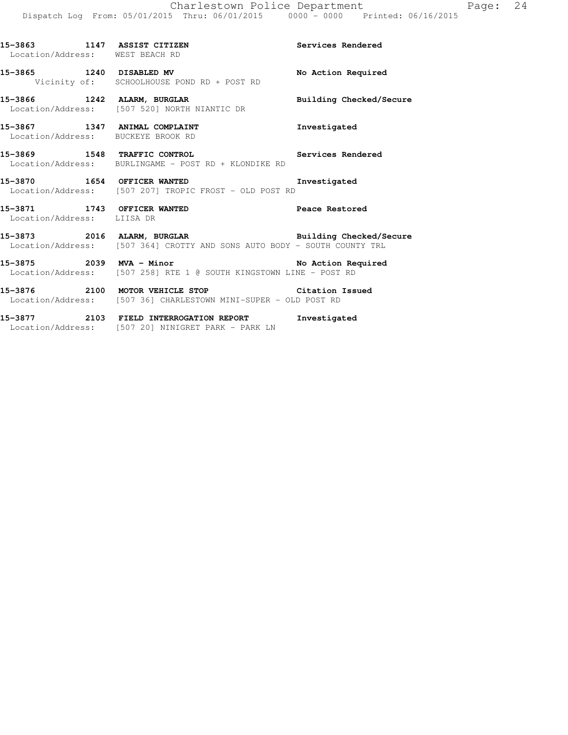**15-3863 1147 ASSIST CITIZEN** **Services Rendered**
Location/Address: WEST BEACH RD

**15-3865 1240 DISABLED MV** **No Action Required**
Vicinity of: SCHOOLHOUSE POND RD + POST RD

**15-3866 1242 ALARM, BURGLAR** **Building Checked/Secure**
Location/Address: [507 520] NORTH NIANTIC DR

**15-3867 1347 ANIMAL COMPLAINT** **Investigated**
Location/Address: BUCKEYE BROOK RD

**15-3869 1548 TRAFFIC CONTROL** **Services Rendered**
Location/Address: BURLINGAME - POST RD + KLONDIKE RD

**15-3870 1654 OFFICER WANTED** **Investigated**
Location/Address: [507 207] TROPIC FROST - OLD POST RD

**15-3871 1743 OFFICER WANTED** **Peace Restored**
Location/Address: LIISA DR

**15-3873 2016 ALARM, BURGLAR** **Building Checked/Secure**
Location/Address: [507 364] CROTTY AND SONS AUTO BODY - SOUTH COUNTY TRL

**15-3875 2039 MVA - Minor** **No Action Required**
Location/Address: [507 258] RTE 1 @ SOUTH KINGSTOWN LINE - POST RD

**15-3876 2100 MOTOR VEHICLE STOP** **Citation Issued**
Location/Address: [507 36] CHARLESTOWN MINI-SUPER - OLD POST RD

**15-3877 2103 FIELD INTERROGATION REPORT** **Investigated**
Location/Address: [507 20] NINIGRET PARK - PARK LN